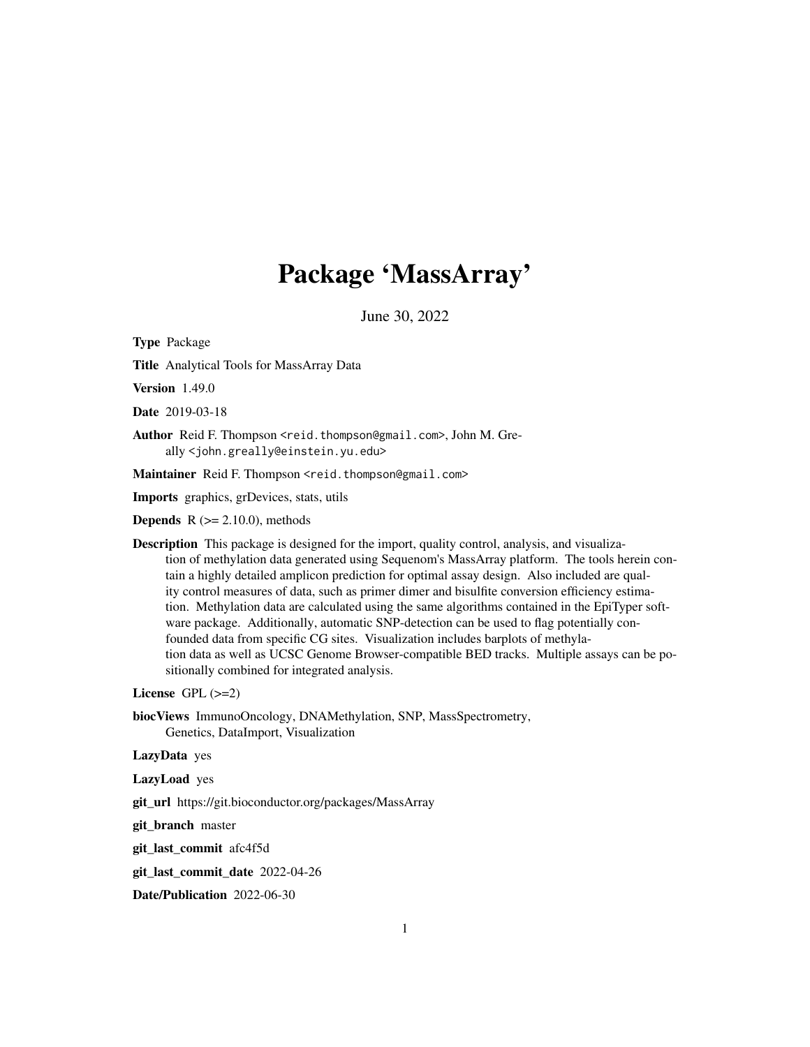# Package 'MassArray'

June 30, 2022

**Type** Package

**Title** Analytical Tools for MassArray Data

**Version** 1.49.0

**Date** 2019-03-18

**Author** Reid F. Thompson <reid.thompson@gmail.com>, John M. Greally <john.greally@einstein.yu.edu>

**Maintainer** Reid F. Thompson <reid.thompson@gmail.com>

**Imports** graphics, grDevices, stats, utils

**Depends** R (>= 2.10.0), methods

**Description** This package is designed for the import, quality control, analysis, and visualization of methylation data generated using Sequenom's MassArray platform. The tools herein contain a highly detailed amplicon prediction for optimal assay design. Also included are quality control measures of data, such as primer dimer and bisulfite conversion efficiency estimation. Methylation data are calculated using the same algorithms contained in the EpiTyper software package. Additionally, automatic SNP-detection can be used to flag potentially confounded data from specific CG sites. Visualization includes barplots of methylation data as well as UCSC Genome Browser-compatible BED tracks. Multiple assays can be positionally combined for integrated analysis.

**License** GPL (>=2)

**biocViews** ImmunoOncology, DNAMethylation, SNP, MassSpectrometry, Genetics, DataImport, Visualization

**LazyData** yes

**LazyLoad** yes

**git_url** https://git.bioconductor.org/packages/MassArray

**git_branch** master

**git_last_commit** afc4f5d

**git_last_commit_date** 2022-04-26

**Date/Publication** 2022-06-30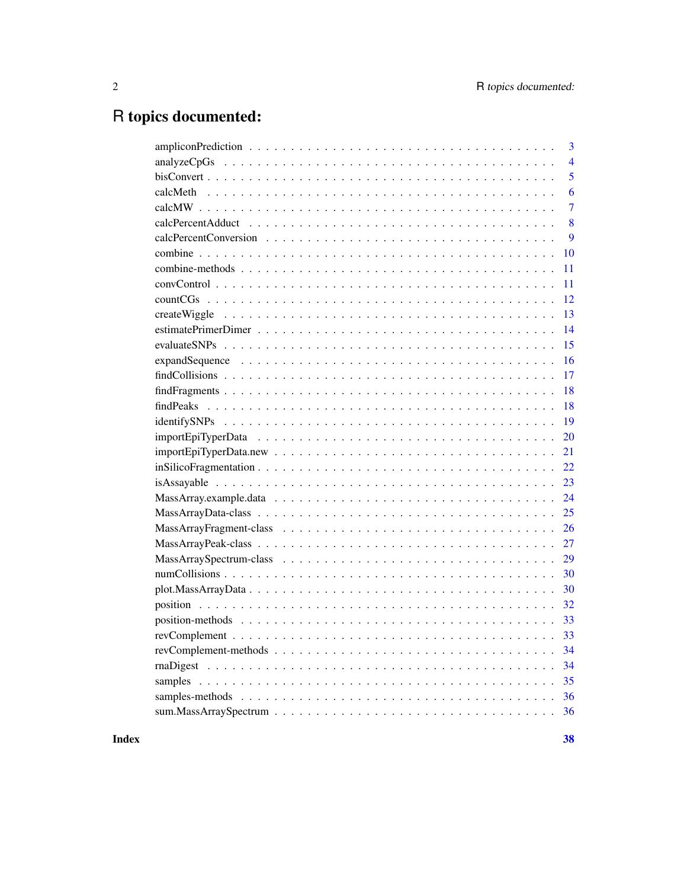# R topics documented:

| | |
|---|---|
| ampliconPrediction | 3 |
| analyzeCpGs | 4 |
| bisConvert | 5 |
| calcMeth | 6 |
| calcMW | 7 |
| calcPercentAdduct | 8 |
| calcPercentConversion | 9 |
| combine | 10 |
| combine-methods | 11 |
| convControl | 11 |
| countCGs | 12 |
| createWiggle | 13 |
| estimatePrimerDimer | 14 |
| evaluateSNPs | 15 |
| expandSequence | 16 |
| findCollisions | 17 |
| findFragments | 18 |
| findPeaks | 18 |
| identifySNPs | 19 |
| importEpiTyperData | 20 |
| importEpiTyperData.new | 21 |
| inSilicoFragmentation | 22 |
| isAssayable | 23 |
| MassArray.example.data | 24 |
| MassArrayData-class | 25 |
| MassArrayFragment-class | 26 |
| MassArrayPeak-class | 27 |
| MassArraySpectrum-class | 29 |
| numCollisions | 30 |
| plot.MassArrayData | 30 |
| position | 32 |
| position-methods | 33 |
| revComplement | 33 |
| revComplement-methods | 34 |
| rnaDigest | 34 |
| samples | 35 |
| samples-methods | 36 |
| sum.MassArraySpectrum | 36 |

**Index** **38**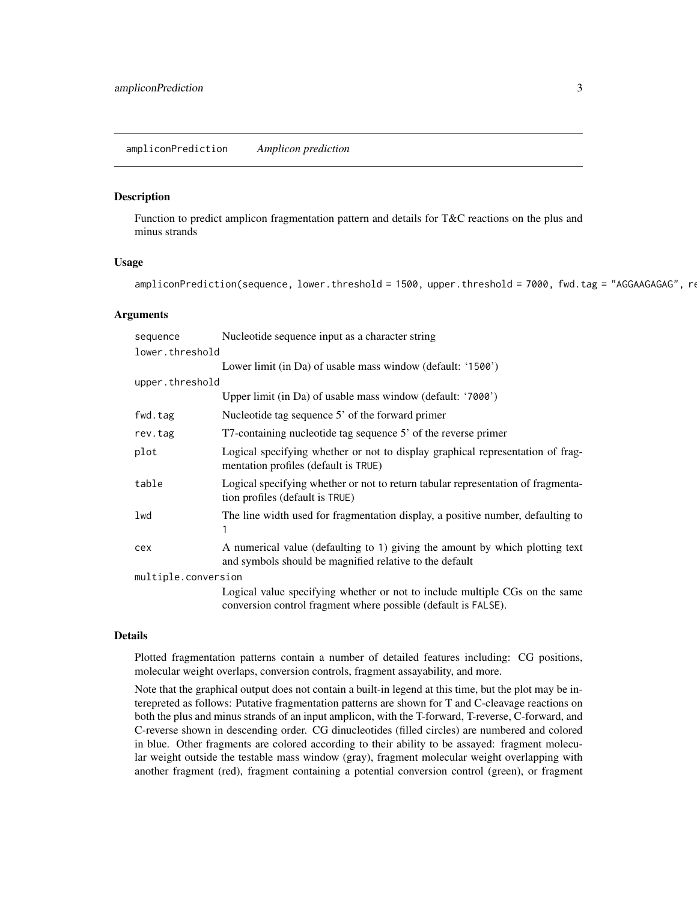ampliconPrediction *Amplicon prediction*

## Description

Function to predict amplicon fragmentation pattern and details for T&C reactions on the plus and minus strands

## Usage

```
ampliconPrediction(sequence, lower.threshold = 1500, upper.threshold = 7000, fwd.tag = "AGGAAGAGAG", re
```

## Arguments

| | |
|---|---|
| `sequence` | Nucleotide sequence input as a character string |
| `lower.threshold` | Lower limit (in Da) of usable mass window (default: '1500') |
| `upper.threshold` | Upper limit (in Da) of usable mass window (default: '7000') |
| `fwd.tag` | Nucleotide tag sequence 5' of the forward primer |
| `rev.tag` | T7-containing nucleotide tag sequence 5' of the reverse primer |
| `plot` | Logical specifying whether or not to display graphical representation of fragmentation profiles (default is TRUE) |
| `table` | Logical specifying whether or not to return tabular representation of fragmentation profiles (default is TRUE) |
| `lwd` | The line width used for fragmentation display, a positive number, defaulting to 1 |
| `cex` | A numerical value (defaulting to 1) giving the amount by which plotting text and symbols should be magnified relative to the default |
| `multiple.conversion` | Logical value specifying whether or not to include multiple CGs on the same conversion control fragment where possible (default is FALSE). |

## Details

Plotted fragmentation patterns contain a number of detailed features including: CG positions, molecular weight overlaps, conversion controls, fragment assayability, and more.

Note that the graphical output does not contain a built-in legend at this time, but the plot may be interepreted as follows: Putative fragmentation patterns are shown for T and C-cleavage reactions on both the plus and minus strands of an input amplicon, with the T-forward, T-reverse, C-forward, and C-reverse shown in descending order. CG dinucleotides (filled circles) are numbered and colored in blue. Other fragments are colored according to their ability to be assayed: fragment molecular weight outside the testable mass window (gray), fragment molecular weight overlapping with another fragment (red), fragment containing a potential conversion control (green), or fragment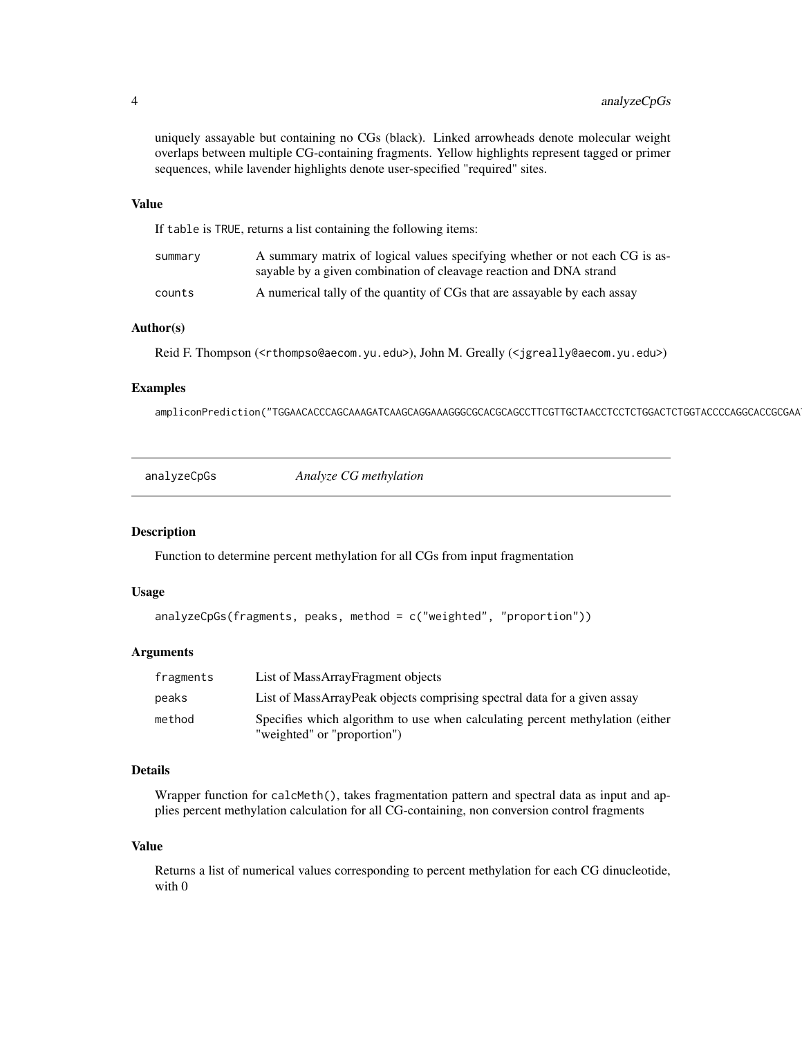uniquely assayable but containing no CGs (black). Linked arrowheads denote molecular weight overlaps between multiple CG-containing fragments. Yellow highlights represent tagged or primer sequences, while lavender highlights denote user-specified "required" sites.

### Value

If `table` is `TRUE`, returns a list containing the following items:

| | |
|---|---|
| `summary` | A summary matrix of logical values specifying whether or not each CG is assayable by a given combination of cleavage reaction and DNA strand |
| `counts` | A numerical tally of the quantity of CGs that are assayable by each assay |

### Author(s)

Reid F. Thompson (<rthompso@aecom.yu.edu>), John M. Greally (<jgreally@aecom.yu.edu>)

### Examples

```
ampliconPrediction("TGGAACACCCAGCAAAGATCAAGCAGGAAAGGGCGCACGCAGCCTTCGTTGCTAACCTCCTCTGGACTCTGGTACCCCAGGCACCGCGAA
```

---

## analyzeCpGs — *Analyze CG methylation*

### Description

Function to determine percent methylation for all CGs from input fragmentation

### Usage

```
analyzeCpGs(fragments, peaks, method = c("weighted", "proportion"))
```

### Arguments

| | |
|---|---|
| `fragments` | List of MassArrayFragment objects |
| `peaks` | List of MassArrayPeak objects comprising spectral data for a given assay |
| `method` | Specifies which algorithm to use when calculating percent methylation (either "weighted" or "proportion") |

### Details

Wrapper function for `calcMeth()`, takes fragmentation pattern and spectral data as input and applies percent methylation calculation for all CG-containing, non conversion control fragments

### Value

Returns a list of numerical values corresponding to percent methylation for each CG dinucleotide, with 0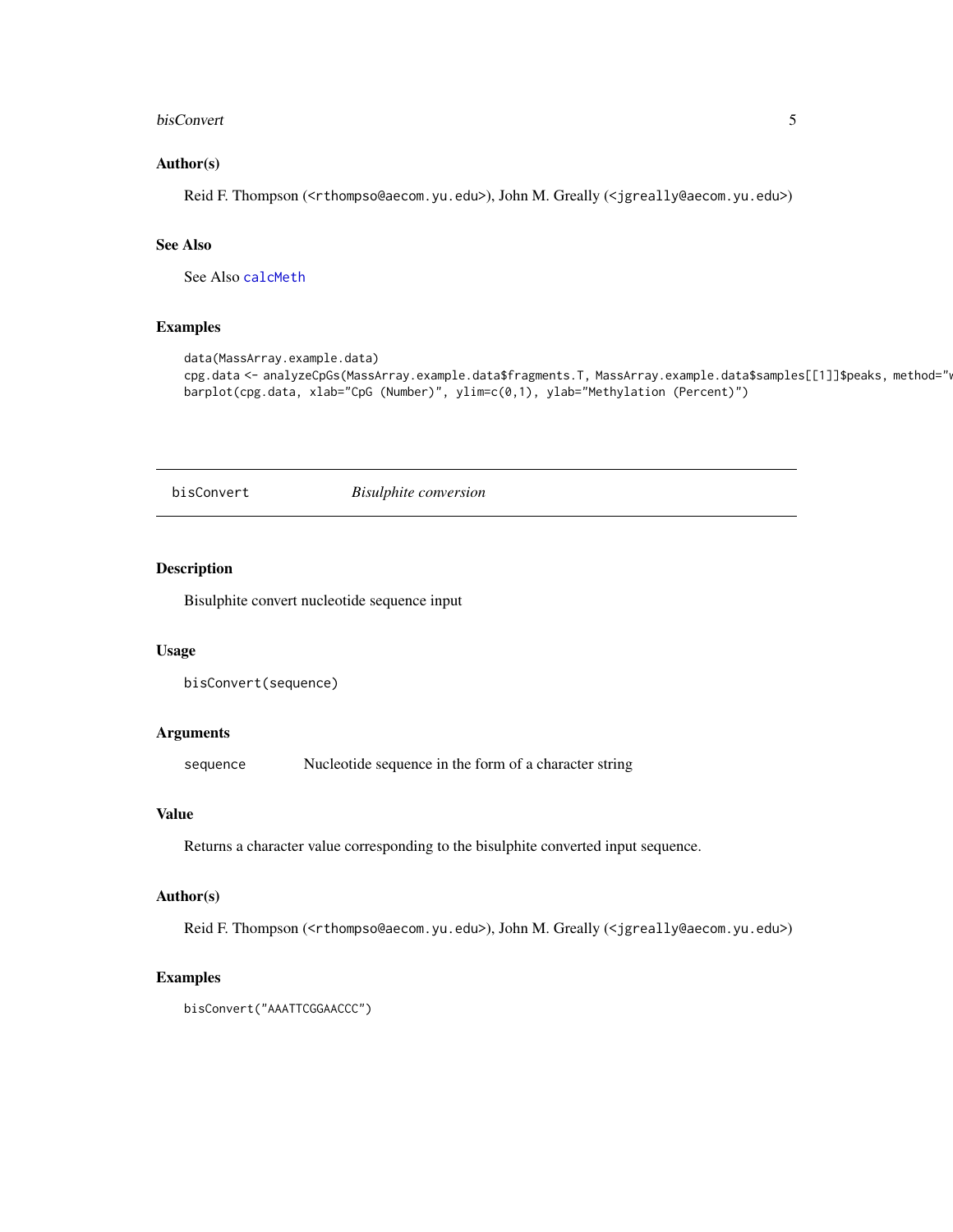### Author(s)

Reid F. Thompson (<rthompso@aecom.yu.edu>), John M. Greally (<jgreally@aecom.yu.edu>)

### See Also

See Also calcMeth

### Examples

```
data(MassArray.example.data)
cpg.data <- analyzeCpGs(MassArray.example.data$fragments.T, MassArray.example.data$samples[[1]]$peaks, method="w
barplot(cpg.data, xlab="CpG (Number)", ylim=c(0,1), ylab="Methylation (Percent)")
```

---

## bisConvert    *Bisulphite conversion*

### Description

Bisulphite convert nucleotide sequence input

### Usage

```
bisConvert(sequence)
```

### Arguments

| | |
|---|---|
| sequence | Nucleotide sequence in the form of a character string |

### Value

Returns a character value corresponding to the bisulphite converted input sequence.

### Author(s)

Reid F. Thompson (<rthompso@aecom.yu.edu>), John M. Greally (<jgreally@aecom.yu.edu>)

### Examples

```
bisConvert("AAATTCGGAACCC")
```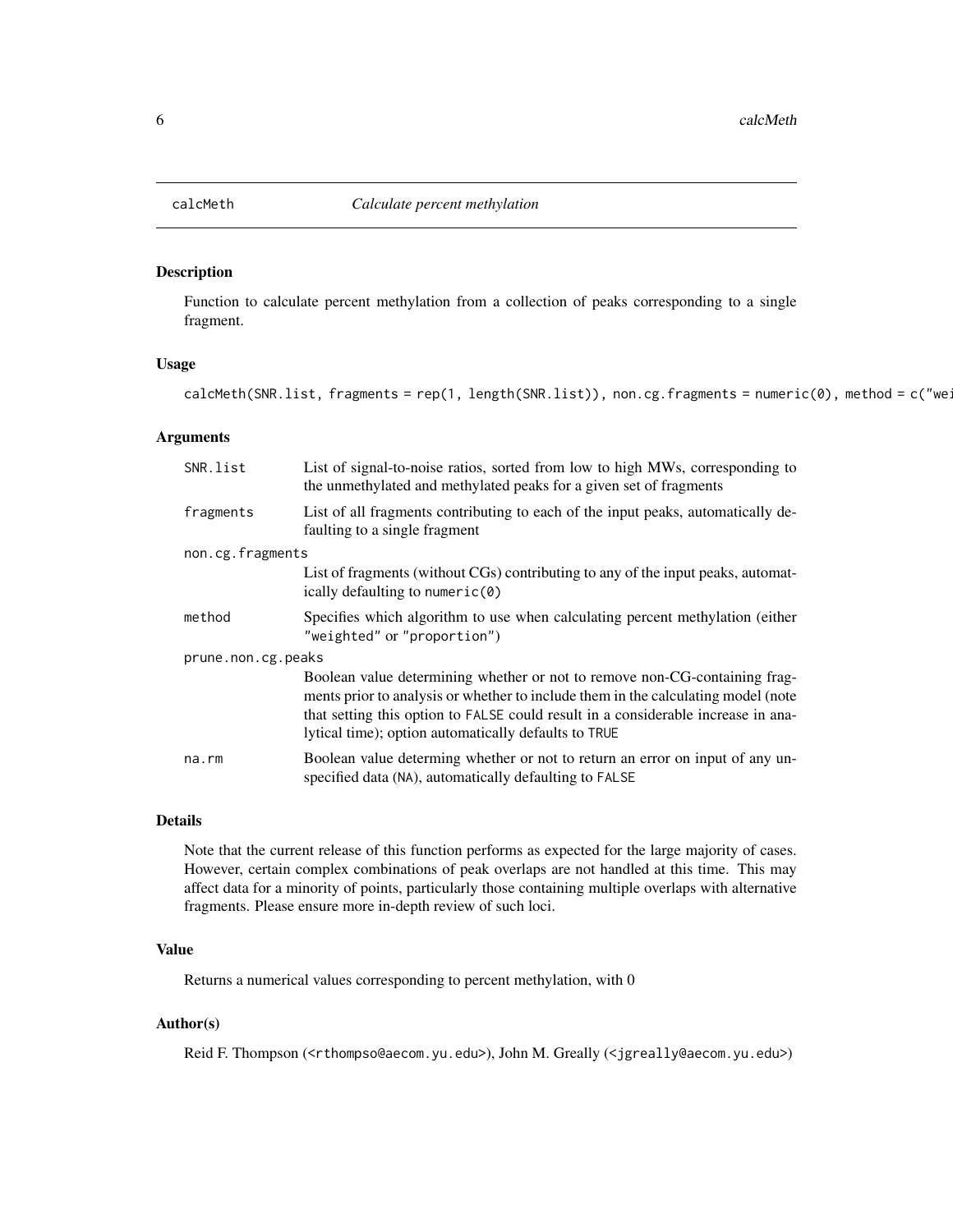## calcMeth *Calculate percent methylation*

### Description

Function to calculate percent methylation from a collection of peaks corresponding to a single fragment.

### Usage

```
calcMeth(SNR.list, fragments = rep(1, length(SNR.list)), non.cg.fragments = numeric(0), method = c("wei
```

### Arguments

| | |
|---|---|
| SNR.list | List of signal-to-noise ratios, sorted from low to high MWs, corresponding to the unmethylated and methylated peaks for a given set of fragments |
| fragments | List of all fragments contributing to each of the input peaks, automatically defaulting to a single fragment |
| non.cg.fragments | List of fragments (without CGs) contributing to any of the input peaks, automatically defaulting to numeric(0) |
| method | Specifies which algorithm to use when calculating percent methylation (either "weighted" or "proportion") |
| prune.non.cg.peaks | Boolean value determining whether or not to remove non-CG-containing fragments prior to analysis or whether to include them in the calculating model (note that setting this option to FALSE could result in a considerable increase in analytical time); option automatically defaults to TRUE |
| na.rm | Boolean value determing whether or not to return an error on input of any unspecified data (NA), automatically defaulting to FALSE |

### Details

Note that the current release of this function performs as expected for the large majority of cases. However, certain complex combinations of peak overlaps are not handled at this time. This may affect data for a minority of points, particularly those containing multiple overlaps with alternative fragments. Please ensure more in-depth review of such loci.

### Value

Returns a numerical values corresponding to percent methylation, with 0

### Author(s)

Reid F. Thompson (<rthompso@aecom.yu.edu>), John M. Greally (<jgreally@aecom.yu.edu>)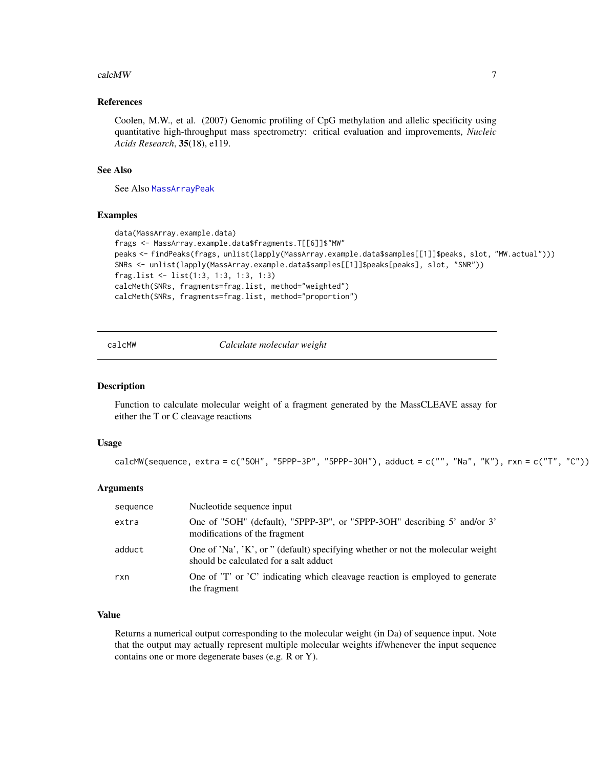### References

Coolen, M.W., et al. (2007) Genomic profiling of CpG methylation and allelic specificity using quantitative high-throughput mass spectrometry: critical evaluation and improvements, *Nucleic Acids Research*, **35**(18), e119.

### See Also

See Also `MassArrayPeak`

### Examples

```
data(MassArray.example.data)
frags <- MassArray.example.data$fragments.T[[6]]$"MW"
peaks <- findPeaks(frags, unlist(lapply(MassArray.example.data$samples[[1]]$peaks, slot, "MW.actual")))
SNRs <- unlist(lapply(MassArray.example.data$samples[[1]]$peaks[peaks], slot, "SNR"))
frag.list <- list(1:3, 1:3, 1:3, 1:3)
calcMeth(SNRs, fragments=frag.list, method="weighted")
calcMeth(SNRs, fragments=frag.list, method="proportion")
```

---

## calcMW — *Calculate molecular weight*

---

### Description

Function to calculate molecular weight of a fragment generated by the MassCLEAVE assay for either the T or C cleavage reactions

### Usage

```
calcMW(sequence, extra = c("5OH", "5PPP-3P", "5PPP-3OH"), adduct = c("", "Na", "K"), rxn = c("T", "C"))
```

### Arguments

| | |
|---|---|
| `sequence` | Nucleotide sequence input |
| `extra` | One of "5OH" (default), "5PPP-3P", or "5PPP-3OH" describing 5' and/or 3' modifications of the fragment |
| `adduct` | One of 'Na', 'K', or '' (default) specifying whether or not the molecular weight should be calculated for a salt adduct |
| `rxn` | One of 'T' or 'C' indicating which cleavage reaction is employed to generate the fragment |

### Value

Returns a numerical output corresponding to the molecular weight (in Da) of sequence input. Note that the output may actually represent multiple molecular weights if/whenever the input sequence contains one or more degenerate bases (e.g. R or Y).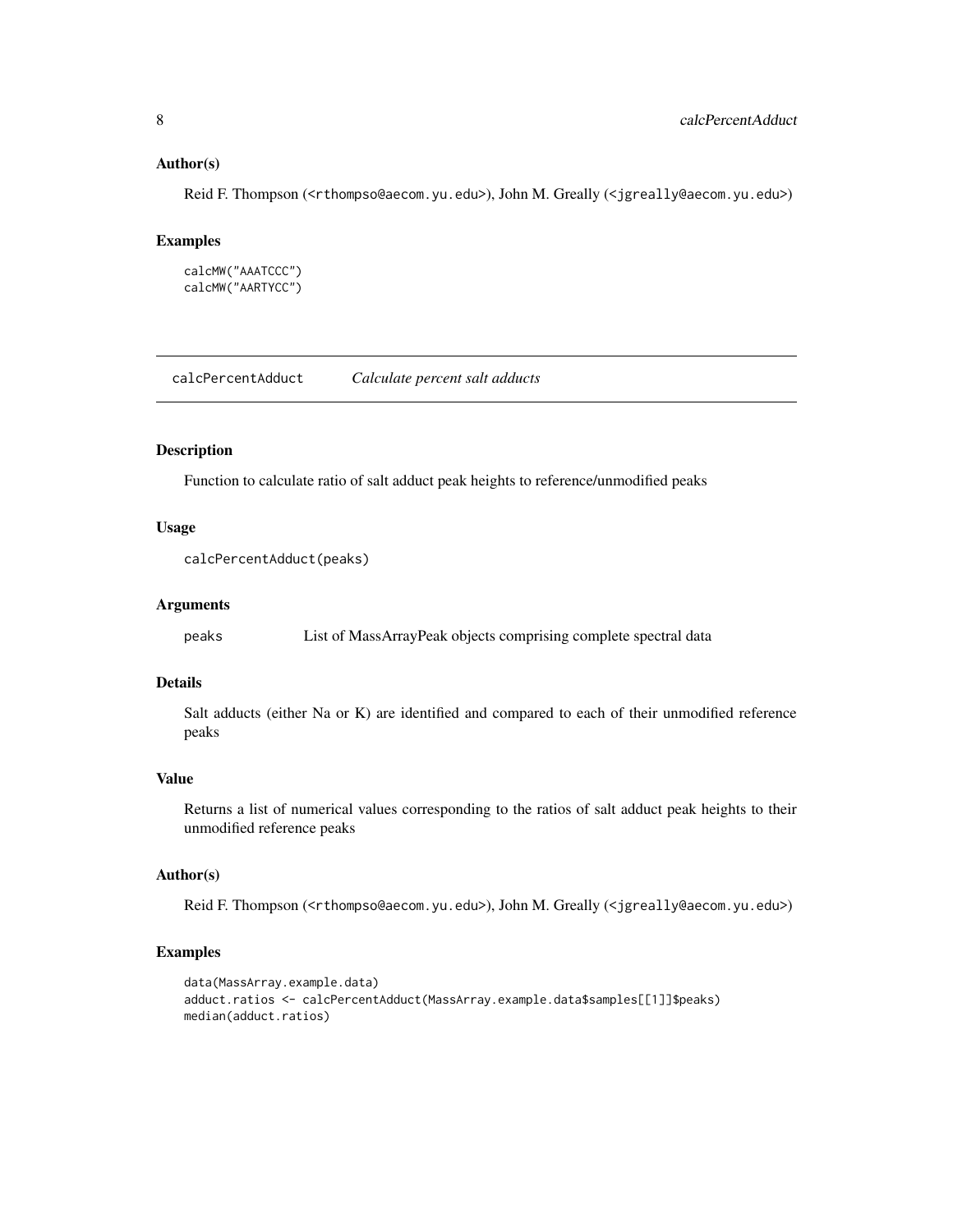## Author(s)

Reid F. Thompson (<rthompso@aecom.yu.edu>), John M. Greally (<jgreally@aecom.yu.edu>)

## Examples

```
calcMW("AAATCCC")
calcMW("AARTYCC")
```

---

# calcPercentAdduct *Calculate percent salt adducts*

---

## Description

Function to calculate ratio of salt adduct peak heights to reference/unmodified peaks

## Usage

```
calcPercentAdduct(peaks)
```

## Arguments

| | |
|---|---|
| `peaks` | List of MassArrayPeak objects comprising complete spectral data |

## Details

Salt adducts (either Na or K) are identified and compared to each of their unmodified reference peaks

## Value

Returns a list of numerical values corresponding to the ratios of salt adduct peak heights to their unmodified reference peaks

## Author(s)

Reid F. Thompson (<rthompso@aecom.yu.edu>), John M. Greally (<jgreally@aecom.yu.edu>)

## Examples

```
data(MassArray.example.data)
adduct.ratios <- calcPercentAdduct(MassArray.example.data$samples[[1]]$peaks)
median(adduct.ratios)
```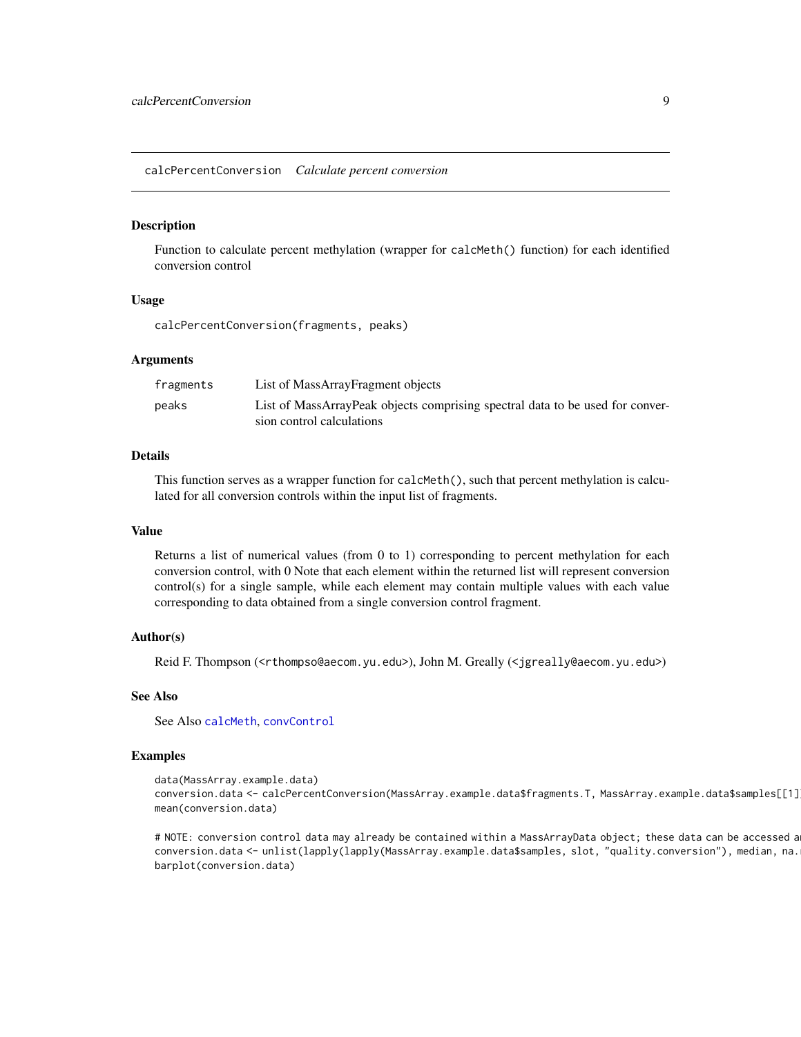## calcPercentConversion *Calculate percent conversion*

### Description

Function to calculate percent methylation (wrapper for `calcMeth()` function) for each identified conversion control

### Usage

```
calcPercentConversion(fragments, peaks)
```

### Arguments

| | |
|---|---|
| `fragments` | List of MassArrayFragment objects |
| `peaks` | List of MassArrayPeak objects comprising spectral data to be used for conversion control calculations |

### Details

This function serves as a wrapper function for `calcMeth()`, such that percent methylation is calculated for all conversion controls within the input list of fragments.

### Value

Returns a list of numerical values (from 0 to 1) corresponding to percent methylation for each conversion control, with 0 Note that each element within the returned list will represent conversion control(s) for a single sample, while each element may contain multiple values with each value corresponding to data obtained from a single conversion control fragment.

### Author(s)

Reid F. Thompson (<rthompso@aecom.yu.edu>), John M. Greally (<jgreally@aecom.yu.edu>)

### See Also

See Also `calcMeth`, `convControl`

### Examples

```
data(MassArray.example.data)
conversion.data <- calcPercentConversion(MassArray.example.data$fragments.T, MassArray.example.data$samples[[1]
mean(conversion.data)

# NOTE: conversion control data may already be contained within a MassArrayData object; these data can be accessed a
conversion.data <- unlist(lapply(lapply(MassArray.example.data$samples, slot, "quality.conversion"), median, na.
barplot(conversion.data)
```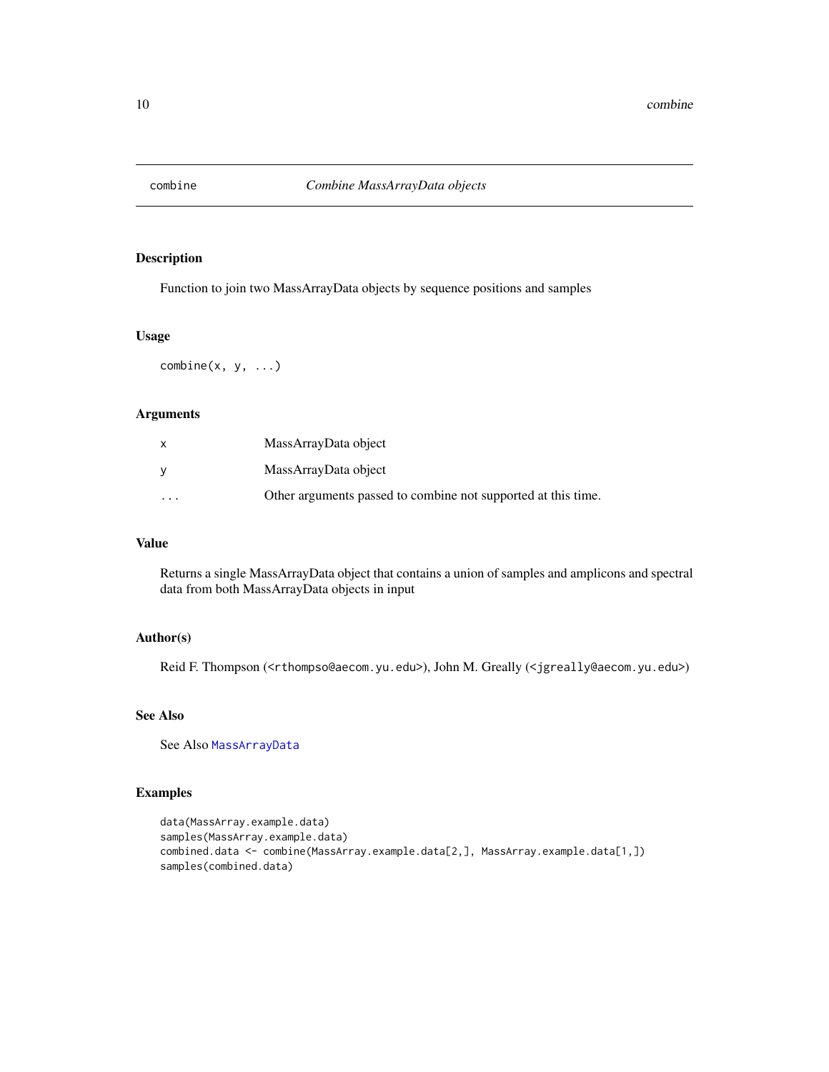# combine — *Combine MassArrayData objects*

## Description

Function to join two MassArrayData objects by sequence positions and samples

## Usage

```
combine(x, y, ...)
```

## Arguments

| | |
|---|---|
| x | MassArrayData object |
| y | MassArrayData object |
| ... | Other arguments passed to combine not supported at this time. |

## Value

Returns a single MassArrayData object that contains a union of samples and amplicons and spectral data from both MassArrayData objects in input

## Author(s)

Reid F. Thompson (<rthompso@aecom.yu.edu>), John M. Greally (<jgreally@aecom.yu.edu>)

## See Also

See Also MassArrayData

## Examples

```
data(MassArray.example.data)
samples(MassArray.example.data)
combined.data <- combine(MassArray.example.data[2,], MassArray.example.data[1,])
samples(combined.data)
```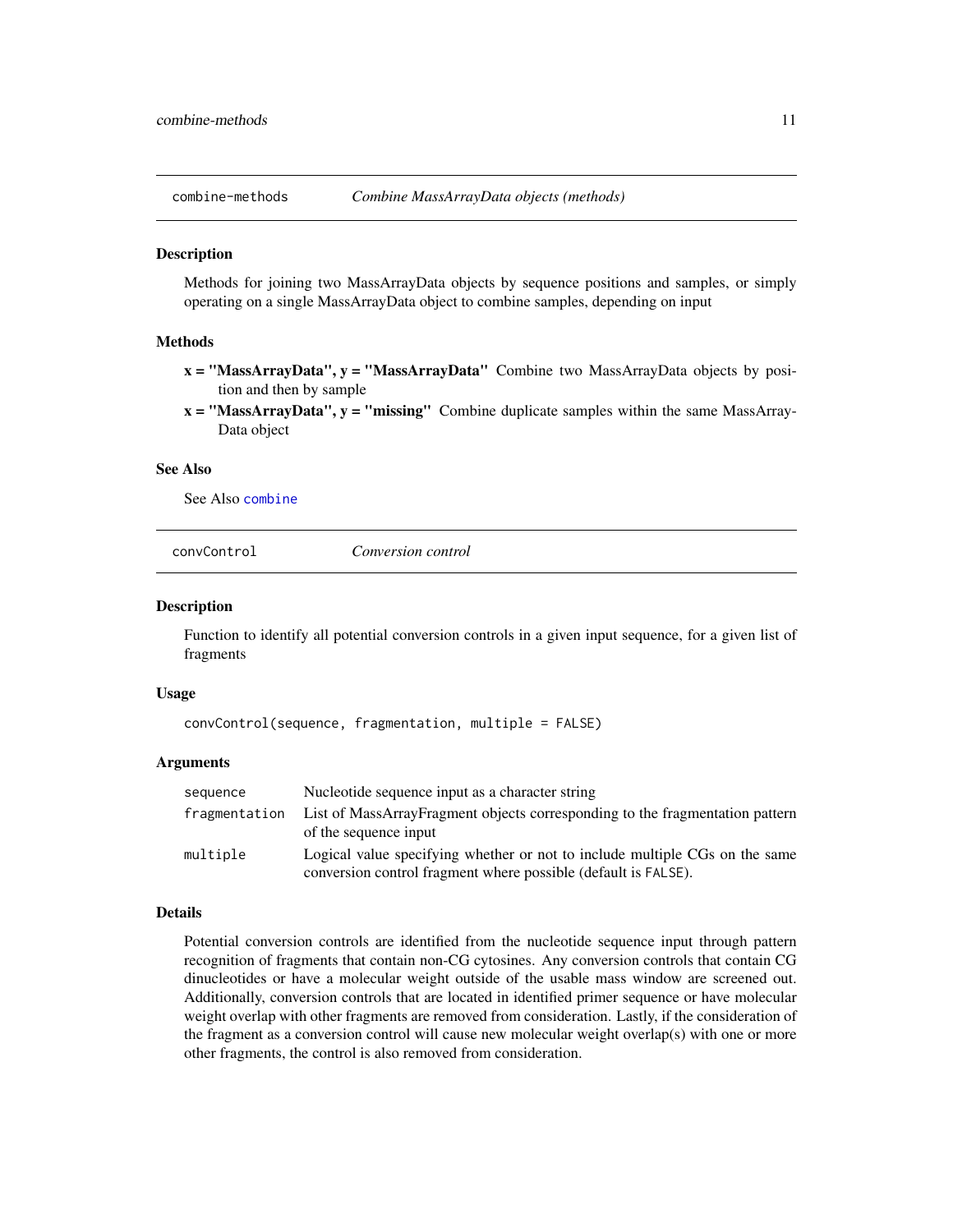## combine-methods — *Combine MassArrayData objects (methods)*

### Description

Methods for joining two MassArrayData objects by sequence positions and samples, or simply operating on a single MassArrayData object to combine samples, depending on input

### Methods

- **x = "MassArrayData", y = "MassArrayData"** Combine two MassArrayData objects by position and then by sample
- **x = "MassArrayData", y = "missing"** Combine duplicate samples within the same MassArrayData object

### See Also

See Also `combine`

## convControl — *Conversion control*

### Description

Function to identify all potential conversion controls in a given input sequence, for a given list of fragments

### Usage

```
convControl(sequence, fragmentation, multiple = FALSE)
```

### Arguments

| | |
|---|---|
| `sequence` | Nucleotide sequence input as a character string |
| `fragmentation` | List of MassArrayFragment objects corresponding to the fragmentation pattern of the sequence input |
| `multiple` | Logical value specifying whether or not to include multiple CGs on the same conversion control fragment where possible (default is `FALSE`). |

### Details

Potential conversion controls are identified from the nucleotide sequence input through pattern recognition of fragments that contain non-CG cytosines. Any conversion controls that contain CG dinucleotides or have a molecular weight outside of the usable mass window are screened out. Additionally, conversion controls that are located in identified primer sequence or have molecular weight overlap with other fragments are removed from consideration. Lastly, if the consideration of the fragment as a conversion control will cause new molecular weight overlap(s) with one or more other fragments, the control is also removed from consideration.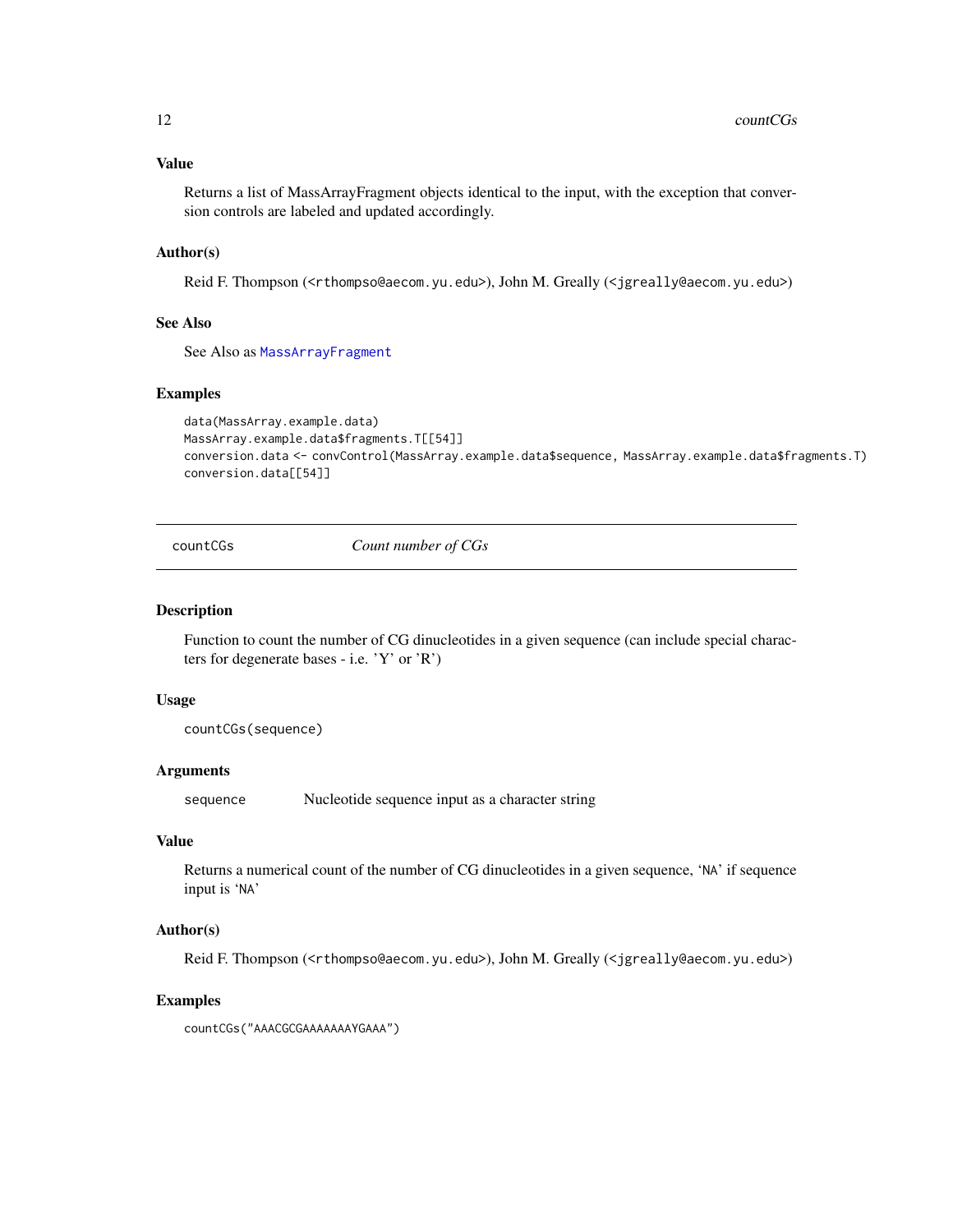### Value

Returns a list of MassArrayFragment objects identical to the input, with the exception that conversion controls are labeled and updated accordingly.

### Author(s)

Reid F. Thompson (<rthompso@aecom.yu.edu>), John M. Greally (<jgreally@aecom.yu.edu>)

### See Also

See Also as MassArrayFragment

### Examples

```
data(MassArray.example.data)
MassArray.example.data$fragments.T[[54]]
conversion.data <- convControl(MassArray.example.data$sequence, MassArray.example.data$fragments.T)
conversion.data[[54]]
```

---

## countCGs — *Count number of CGs*

### Description

Function to count the number of CG dinucleotides in a given sequence (can include special characters for degenerate bases - i.e. 'Y' or 'R')

### Usage

```
countCGs(sequence)
```

### Arguments

| | |
|---|---|
| `sequence` | Nucleotide sequence input as a character string |

### Value

Returns a numerical count of the number of CG dinucleotides in a given sequence, 'NA' if sequence input is 'NA'

### Author(s)

Reid F. Thompson (<rthompso@aecom.yu.edu>), John M. Greally (<jgreally@aecom.yu.edu>)

### Examples

```
countCGs("AAACGCGAAAAAAAYGAAA")
```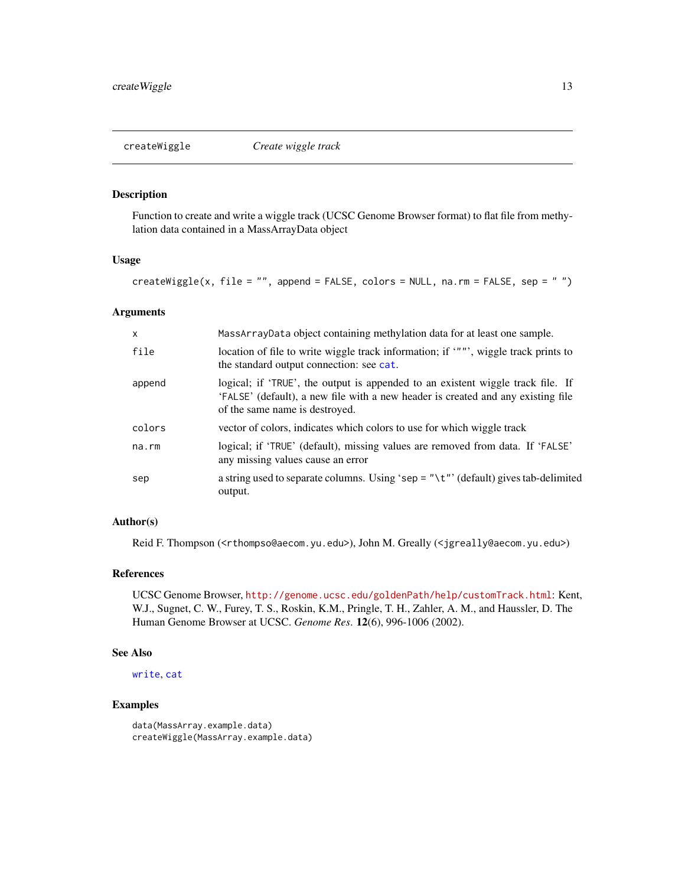## createWiggle *Create wiggle track*

### Description

Function to create and write a wiggle track (UCSC Genome Browser format) to flat file from methylation data contained in a MassArrayData object

### Usage

```
createWiggle(x, file = "", append = FALSE, colors = NULL, na.rm = FALSE, sep = " ")
```

### Arguments

| | |
|---|---|
| `x` | `MassArrayData` object containing methylation data for at least one sample. |
| `file` | location of file to write wiggle track information; if '""', wiggle track prints to the standard output connection: see `cat`. |
| `append` | logical; if 'TRUE', the output is appended to an existent wiggle track file. If 'FALSE' (default), a new file with a new header is created and any existing file of the same name is destroyed. |
| `colors` | vector of colors, indicates which colors to use for which wiggle track |
| `na.rm` | logical; if 'TRUE' (default), missing values are removed from data. If 'FALSE' any missing values cause an error |
| `sep` | a string used to separate columns. Using 'sep = "\t"' (default) gives tab-delimited output. |

### Author(s)

Reid F. Thompson (<rthompso@aecom.yu.edu>), John M. Greally (<jgreally@aecom.yu.edu>)

### References

UCSC Genome Browser, http://genome.ucsc.edu/goldenPath/help/customTrack.html: Kent, W.J., Sugnet, C. W., Furey, T. S., Roskin, K.M., Pringle, T. H., Zahler, A. M., and Haussler, D. The Human Genome Browser at UCSC. *Genome Res.* **12**(6), 996-1006 (2002).

### See Also

`write`, `cat`

### Examples

```
data(MassArray.example.data)
createWiggle(MassArray.example.data)
```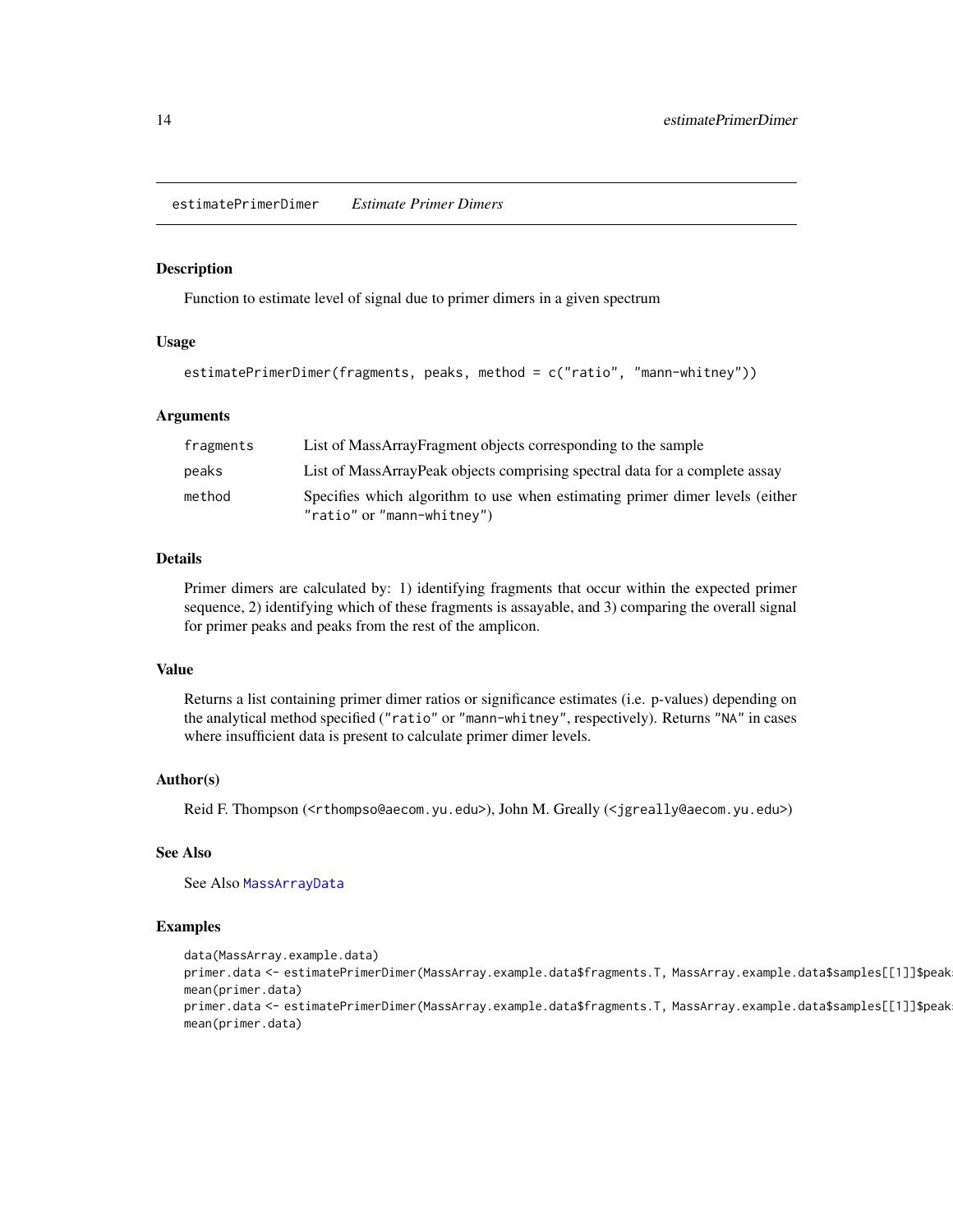estimatePrimerDimer    *Estimate Primer Dimers*

## Description

Function to estimate level of signal due to primer dimers in a given spectrum

## Usage

```
estimatePrimerDimer(fragments, peaks, method = c("ratio", "mann-whitney"))
```

## Arguments

| | |
|---|---|
| fragments | List of MassArrayFragment objects corresponding to the sample |
| peaks | List of MassArrayPeak objects comprising spectral data for a complete assay |
| method | Specifies which algorithm to use when estimating primer dimer levels (either "ratio" or "mann-whitney") |

## Details

Primer dimers are calculated by: 1) identifying fragments that occur within the expected primer sequence, 2) identifying which of these fragments is assayable, and 3) comparing the overall signal for primer peaks and peaks from the rest of the amplicon.

## Value

Returns a list containing primer dimer ratios or significance estimates (i.e. p-values) depending on the analytical method specified ("ratio" or "mann-whitney", respectively). Returns "NA" in cases where insufficient data is present to calculate primer dimer levels.

## Author(s)

Reid F. Thompson (<rthompso@aecom.yu.edu>), John M. Greally (<jgreally@aecom.yu.edu>)

## See Also

See Also MassArrayData

## Examples

```
data(MassArray.example.data)
primer.data <- estimatePrimerDimer(MassArray.example.data$fragments.T, MassArray.example.data$samples[[1]]$peak
mean(primer.data)
primer.data <- estimatePrimerDimer(MassArray.example.data$fragments.T, MassArray.example.data$samples[[1]]$peak
mean(primer.data)
```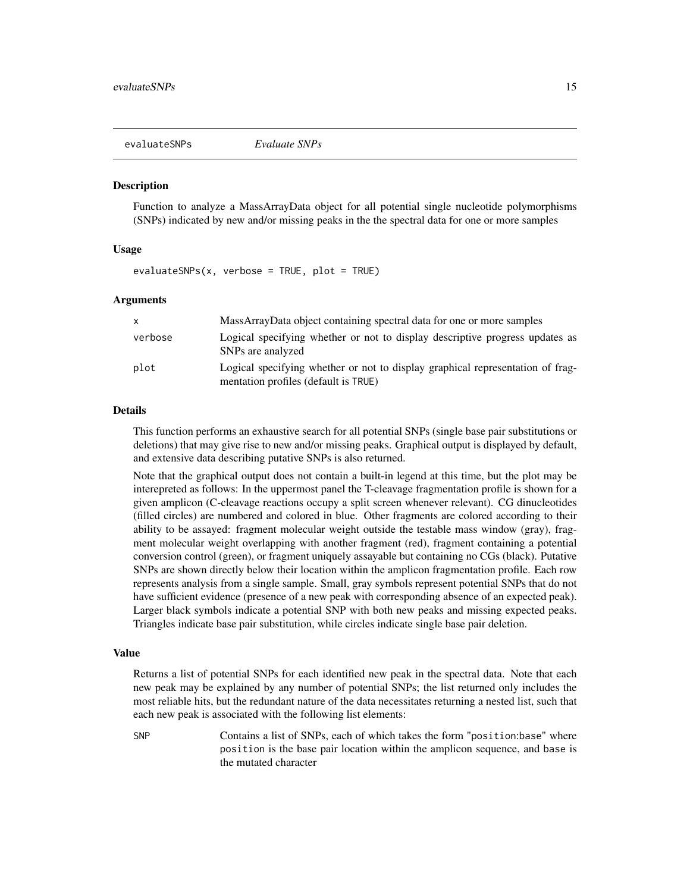evaluateSNPs *Evaluate SNPs*

## Description

Function to analyze a MassArrayData object for all potential single nucleotide polymorphisms (SNPs) indicated by new and/or missing peaks in the the spectral data for one or more samples

## Usage

```
evaluateSNPs(x, verbose = TRUE, plot = TRUE)
```

## Arguments

| | |
|---|---|
| x | MassArrayData object containing spectral data for one or more samples |
| verbose | Logical specifying whether or not to display descriptive progress updates as SNPs are analyzed |
| plot | Logical specifying whether or not to display graphical representation of fragmentation profiles (default is TRUE) |

## Details

This function performs an exhaustive search for all potential SNPs (single base pair substitutions or deletions) that may give rise to new and/or missing peaks. Graphical output is displayed by default, and extensive data describing putative SNPs is also returned.

Note that the graphical output does not contain a built-in legend at this time, but the plot may be interepreted as follows: In the uppermost panel the T-cleavage fragmentation profile is shown for a given amplicon (C-cleavage reactions occupy a split screen whenever relevant). CG dinucleotides (filled circles) are numbered and colored in blue. Other fragments are colored according to their ability to be assayed: fragment molecular weight outside the testable mass window (gray), fragment molecular weight overlapping with another fragment (red), fragment containing a potential conversion control (green), or fragment uniquely assayable but containing no CGs (black). Putative SNPs are shown directly below their location within the amplicon fragmentation profile. Each row represents analysis from a single sample. Small, gray symbols represent potential SNPs that do not have sufficient evidence (presence of a new peak with corresponding absence of an expected peak). Larger black symbols indicate a potential SNP with both new peaks and missing expected peaks. Triangles indicate base pair substitution, while circles indicate single base pair deletion.

## Value

Returns a list of potential SNPs for each identified new peak in the spectral data. Note that each new peak may be explained by any number of potential SNPs; the list returned only includes the most reliable hits, but the redundant nature of the data necessitates returning a nested list, such that each new peak is associated with the following list elements:

| | |
|---|---|
| SNP | Contains a list of SNPs, each of which takes the form "position:base" where position is the base pair location within the amplicon sequence, and base is the mutated character |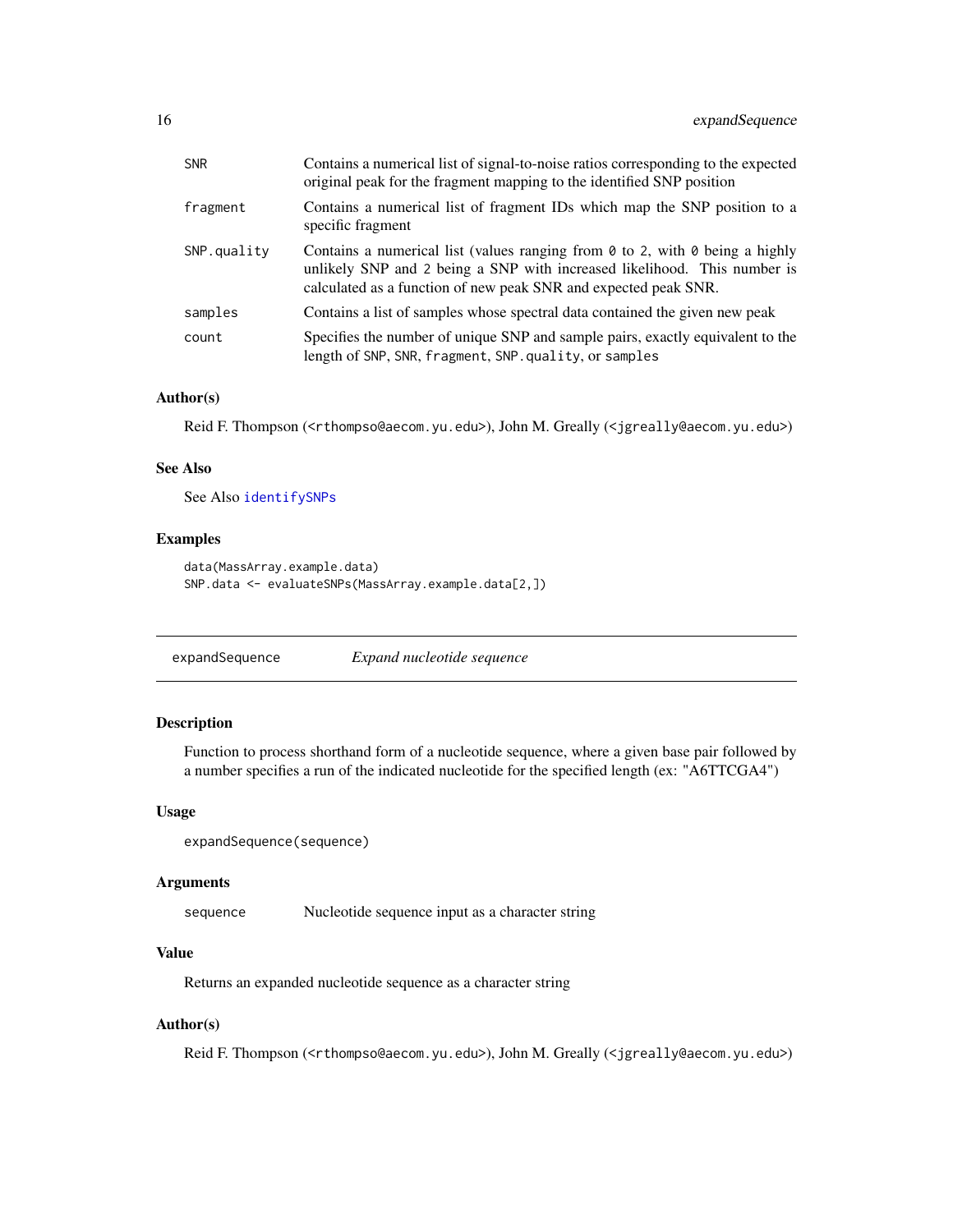| | |
|---|---|
| SNR | Contains a numerical list of signal-to-noise ratios corresponding to the expected original peak for the fragment mapping to the identified SNP position |
| fragment | Contains a numerical list of fragment IDs which map the SNP position to a specific fragment |
| SNP.quality | Contains a numerical list (values ranging from 0 to 2, with 0 being a highly unlikely SNP and 2 being a SNP with increased likelihood. This number is calculated as a function of new peak SNR and expected peak SNR. |
| samples | Contains a list of samples whose spectral data contained the given new peak |
| count | Specifies the number of unique SNP and sample pairs, exactly equivalent to the length of `SNP`, `SNR`, `fragment`, `SNP.quality`, or `samples` |

### Author(s)

Reid F. Thompson (<rthompso@aecom.yu.edu>), John M. Greally (<jgreally@aecom.yu.edu>)

### See Also

See Also `identifySNPs`

### Examples

```
data(MassArray.example.data)
SNP.data <- evaluateSNPs(MassArray.example.data[2,])
```

---

## expandSequence — *Expand nucleotide sequence*

### Description

Function to process shorthand form of a nucleotide sequence, where a given base pair followed by a number specifies a run of the indicated nucleotide for the specified length (ex: "A6TTCGA4")

### Usage

```
expandSequence(sequence)
```

### Arguments

| | |
|---|---|
| sequence | Nucleotide sequence input as a character string |

### Value

Returns an expanded nucleotide sequence as a character string

### Author(s)

Reid F. Thompson (<rthompso@aecom.yu.edu>), John M. Greally (<jgreally@aecom.yu.edu>)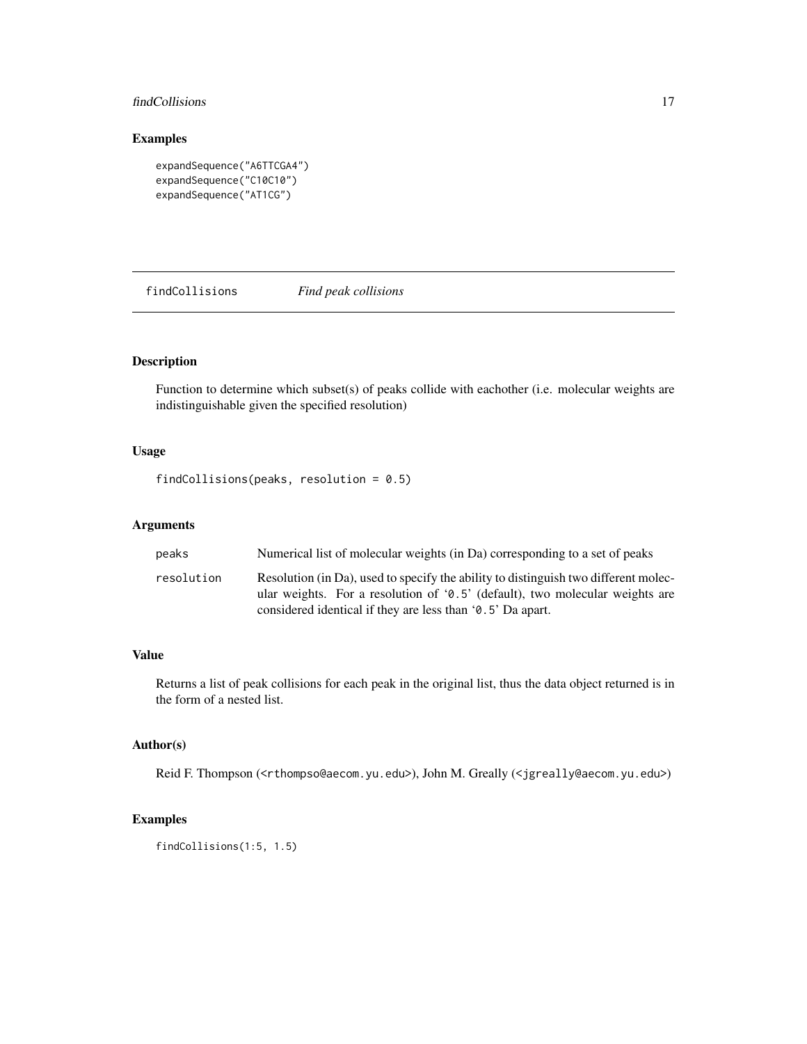## Examples

```
expandSequence("A6TTCGA4")
expandSequence("C10C10")
expandSequence("AT1CG")
```

---

# findCollisions *Find peak collisions*

---

## Description

Function to determine which subset(s) of peaks collide with eachother (i.e. molecular weights are indistinguishable given the specified resolution)

## Usage

```
findCollisions(peaks, resolution = 0.5)
```

## Arguments

| | |
|---|---|
| peaks | Numerical list of molecular weights (in Da) corresponding to a set of peaks |
| resolution | Resolution (in Da), used to specify the ability to distinguish two different molecular weights. For a resolution of '0.5' (default), two molecular weights are considered identical if they are less than '0.5' Da apart. |

## Value

Returns a list of peak collisions for each peak in the original list, thus the data object returned is in the form of a nested list.

## Author(s)

Reid F. Thompson (<rthompso@aecom.yu.edu>), John M. Greally (<jgreally@aecom.yu.edu>)

## Examples

```
findCollisions(1:5, 1.5)
```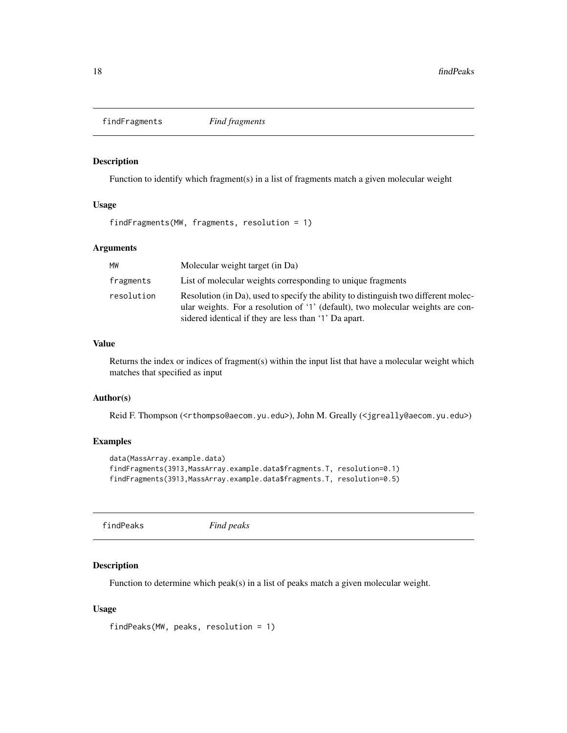## findFragments *Find fragments*

### Description

Function to identify which fragment(s) in a list of fragments match a given molecular weight

### Usage

```
findFragments(MW, fragments, resolution = 1)
```

### Arguments

| | |
|---|---|
| MW | Molecular weight target (in Da) |
| fragments | List of molecular weights corresponding to unique fragments |
| resolution | Resolution (in Da), used to specify the ability to distinguish two different molecular weights. For a resolution of '1' (default), two molecular weights are considered identical if they are less than '1' Da apart. |

### Value

Returns the index or indices of fragment(s) within the input list that have a molecular weight which matches that specified as input

### Author(s)

Reid F. Thompson (<rthompso@aecom.yu.edu>), John M. Greally (<jgreally@aecom.yu.edu>)

### Examples

```
data(MassArray.example.data)
findFragments(3913,MassArray.example.data$fragments.T, resolution=0.1)
findFragments(3913,MassArray.example.data$fragments.T, resolution=0.5)
```

## findPeaks *Find peaks*

### Description

Function to determine which peak(s) in a list of peaks match a given molecular weight.

### Usage

```
findPeaks(MW, peaks, resolution = 1)
```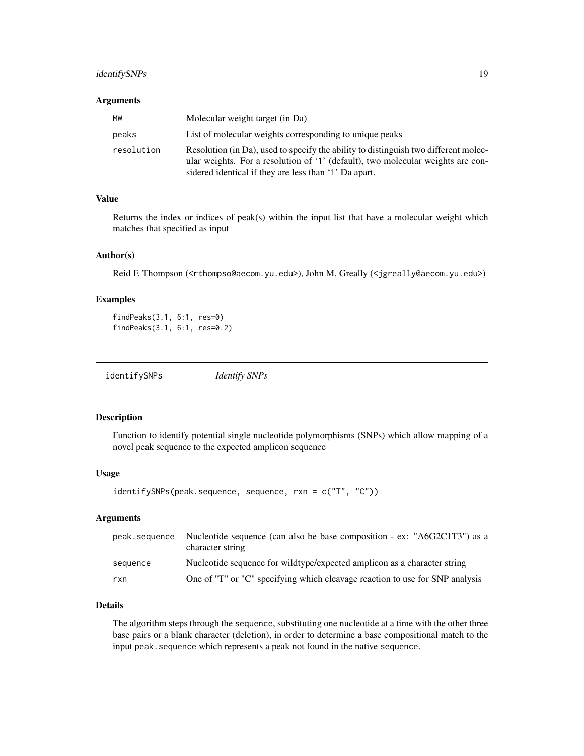### Arguments

| | |
|---|---|
| MW | Molecular weight target (in Da) |
| peaks | List of molecular weights corresponding to unique peaks |
| resolution | Resolution (in Da), used to specify the ability to distinguish two different molecular weights. For a resolution of '1' (default), two molecular weights are considered identical if they are less than '1' Da apart. |

### Value

Returns the index or indices of peak(s) within the input list that have a molecular weight which matches that specified as input

### Author(s)

Reid F. Thompson (<rthompso@aecom.yu.edu>), John M. Greally (<jgreally@aecom.yu.edu>)

### Examples

```
findPeaks(3.1, 6:1, res=0)
findPeaks(3.1, 6:1, res=0.2)
```

---

## identifySNPs *Identify SNPs*

---

### Description

Function to identify potential single nucleotide polymorphisms (SNPs) which allow mapping of a novel peak sequence to the expected amplicon sequence

### Usage

```
identifySNPs(peak.sequence, sequence, rxn = c("T", "C"))
```

### Arguments

| | |
|---|---|
| peak.sequence | Nucleotide sequence (can also be base composition - ex: "A6G2C1T3") as a character string |
| sequence | Nucleotide sequence for wildtype/expected amplicon as a character string |
| rxn | One of "T" or "C" specifying which cleavage reaction to use for SNP analysis |

### Details

The algorithm steps through the sequence, substituting one nucleotide at a time with the other three base pairs or a blank character (deletion), in order to determine a base compositional match to the input peak.sequence which represents a peak not found in the native sequence.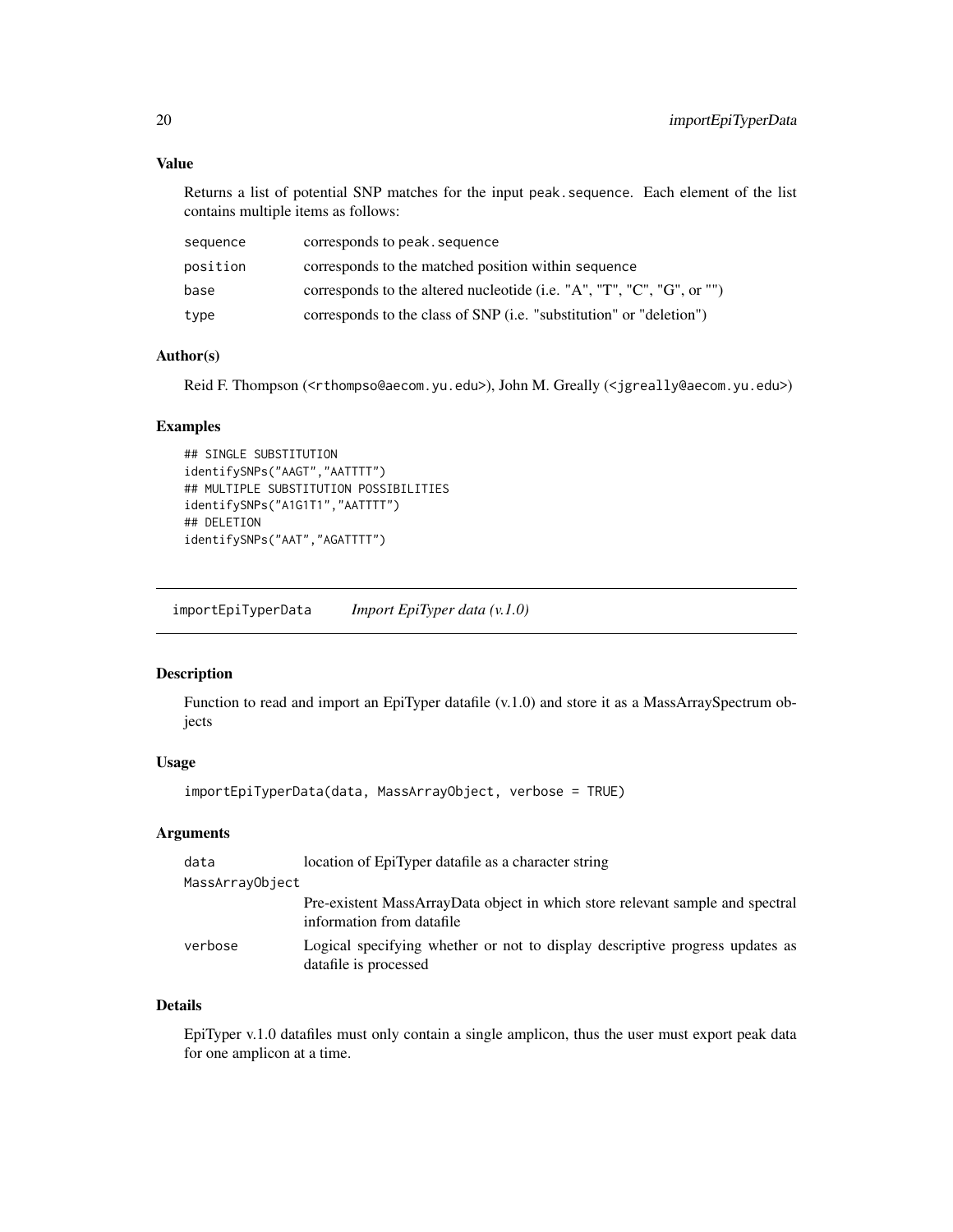### Value

Returns a list of potential SNP matches for the input `peak.sequence`. Each element of the list contains multiple items as follows:

| | |
|---|---|
| `sequence` | corresponds to `peak.sequence` |
| `position` | corresponds to the matched position within `sequence` |
| `base` | corresponds to the altered nucleotide (i.e. "A", "T", "C", "G", or "") |
| `type` | corresponds to the class of SNP (i.e. "substitution" or "deletion") |

### Author(s)

Reid F. Thompson (<rthompso@aecom.yu.edu>), John M. Greally (<jgreally@aecom.yu.edu>)

### Examples

```
## SINGLE SUBSTITUTION
identifySNPs("AAGT","AATTTT")
## MULTIPLE SUBSTITUTION POSSIBILITIES
identifySNPs("A1G1T1","AATTTT")
## DELETION
identifySNPs("AAT","AGATTTT")
```

---

## importEpiTyperData *Import EpiTyper data (v.1.0)*

---

### Description

Function to read and import an EpiTyper datafile (v.1.0) and store it as a MassArraySpectrum objects

### Usage

```
importEpiTyperData(data, MassArrayObject, verbose = TRUE)
```

### Arguments

| | |
|---|---|
| `data` | location of EpiTyper datafile as a character string |
| `MassArrayObject` | Pre-existent MassArrayData object in which store relevant sample and spectral information from datafile |
| `verbose` | Logical specifying whether or not to display descriptive progress updates as datafile is processed |

### Details

EpiTyper v.1.0 datafiles must only contain a single amplicon, thus the user must export peak data for one amplicon at a time.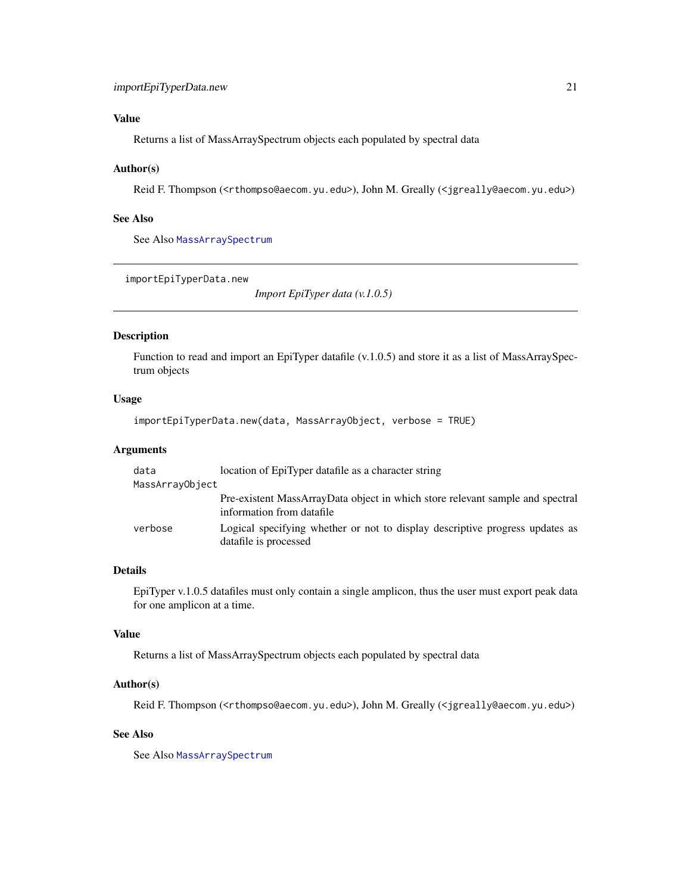## Value

Returns a list of MassArraySpectrum objects each populated by spectral data

## Author(s)

Reid F. Thompson (<rthompso@aecom.yu.edu>), John M. Greally (<jgreally@aecom.yu.edu>)

## See Also

See Also `MassArraySpectrum`

---

`importEpiTyperData.new` *Import EpiTyper data (v.1.0.5)*

---

## Description

Function to read and import an EpiTyper datafile (v.1.0.5) and store it as a list of MassArraySpectrum objects

## Usage

```
importEpiTyperData.new(data, MassArrayObject, verbose = TRUE)
```

## Arguments

| | |
|---|---|
| `data` | location of EpiTyper datafile as a character string |
| `MassArrayObject` | Pre-existent MassArrayData object in which store relevant sample and spectral information from datafile |
| `verbose` | Logical specifying whether or not to display descriptive progress updates as datafile is processed |

## Details

EpiTyper v.1.0.5 datafiles must only contain a single amplicon, thus the user must export peak data for one amplicon at a time.

## Value

Returns a list of MassArraySpectrum objects each populated by spectral data

## Author(s)

Reid F. Thompson (<rthompso@aecom.yu.edu>), John M. Greally (<jgreally@aecom.yu.edu>)

## See Also

See Also `MassArraySpectrum`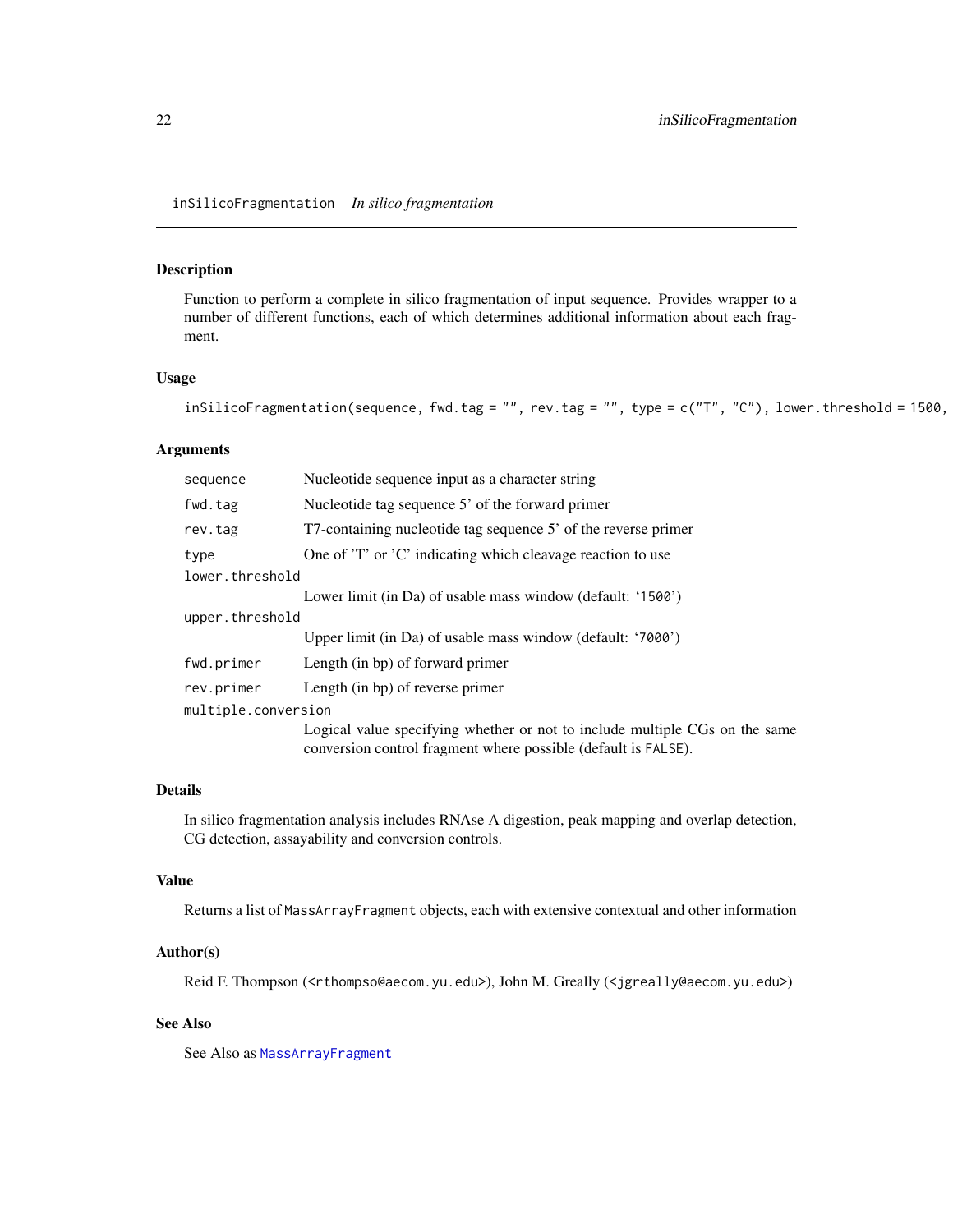inSilicoFragmentation *In silico fragmentation*

## Description

Function to perform a complete in silico fragmentation of input sequence. Provides wrapper to a number of different functions, each of which determines additional information about each fragment.

## Usage

```
inSilicoFragmentation(sequence, fwd.tag = "", rev.tag = "", type = c("T", "C"), lower.threshold = 1500,
```

## Arguments

| | |
|---|---|
| `sequence` | Nucleotide sequence input as a character string |
| `fwd.tag` | Nucleotide tag sequence 5' of the forward primer |
| `rev.tag` | T7-containing nucleotide tag sequence 5' of the reverse primer |
| `type` | One of 'T' or 'C' indicating which cleavage reaction to use |
| `lower.threshold` | Lower limit (in Da) of usable mass window (default: '1500') |
| `upper.threshold` | Upper limit (in Da) of usable mass window (default: '7000') |
| `fwd.primer` | Length (in bp) of forward primer |
| `rev.primer` | Length (in bp) of reverse primer |
| `multiple.conversion` | Logical value specifying whether or not to include multiple CGs on the same conversion control fragment where possible (default is `FALSE`). |

## Details

In silico fragmentation analysis includes RNAse A digestion, peak mapping and overlap detection, CG detection, assayability and conversion controls.

## Value

Returns a list of `MassArrayFragment` objects, each with extensive contextual and other information

## Author(s)

Reid F. Thompson (<rthompso@aecom.yu.edu>), John M. Greally (<jgreally@aecom.yu.edu>)

## See Also

See Also as `MassArrayFragment`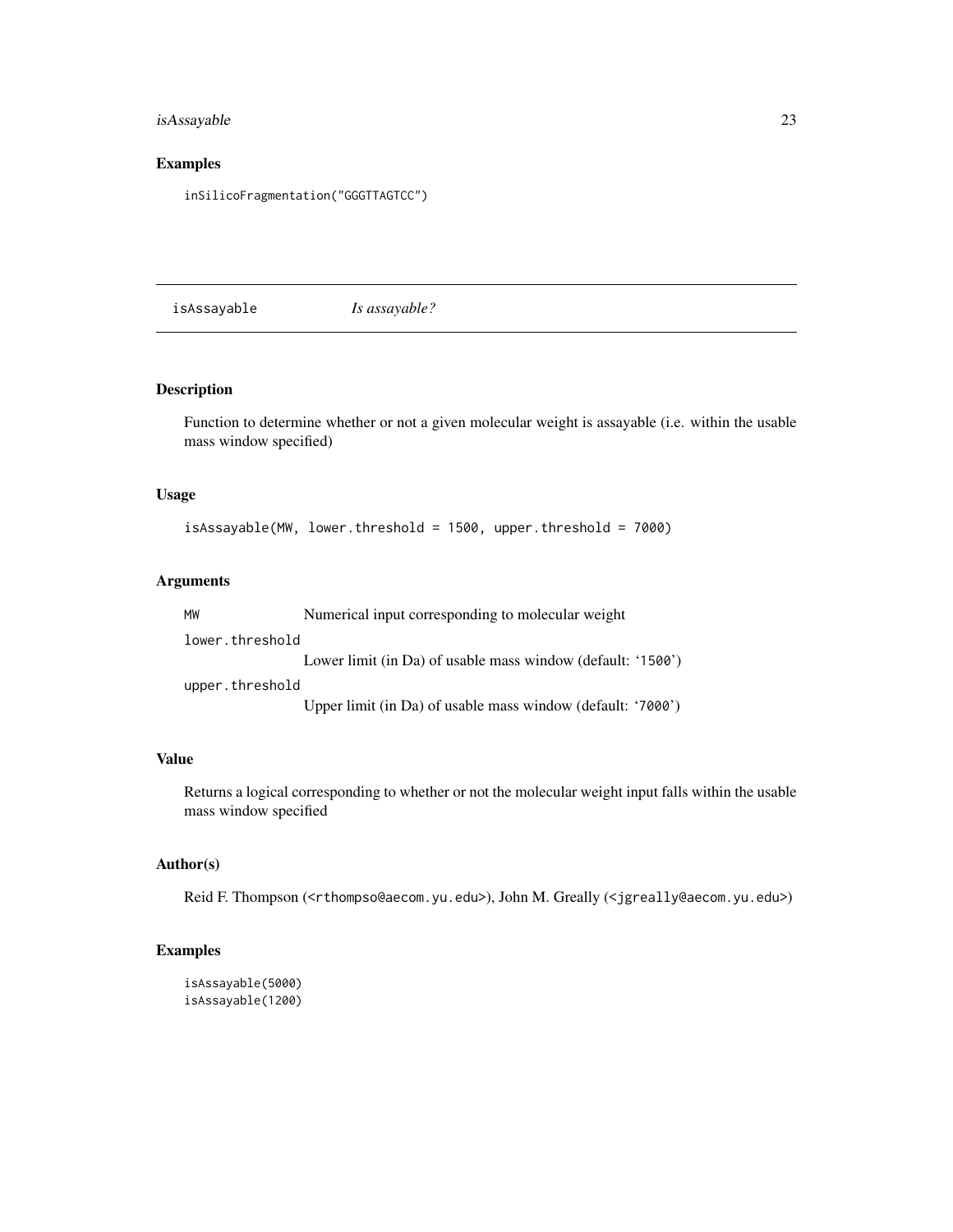## Examples

```
inSilicoFragmentation("GGGTTAGTCC")
```

---

isAssayable &emsp; *Is assayable?*

---

## Description

Function to determine whether or not a given molecular weight is assayable (i.e. within the usable mass window specified)

## Usage

```
isAssayable(MW, lower.threshold = 1500, upper.threshold = 7000)
```

## Arguments

| | |
|---|---|
| `MW` | Numerical input corresponding to molecular weight |
| `lower.threshold` | Lower limit (in Da) of usable mass window (default: '1500') |
| `upper.threshold` | Upper limit (in Da) of usable mass window (default: '7000') |

## Value

Returns a logical corresponding to whether or not the molecular weight input falls within the usable mass window specified

## Author(s)

Reid F. Thompson (<rthompso@aecom.yu.edu>), John M. Greally (<jgreally@aecom.yu.edu>)

## Examples

```
isAssayable(5000)
isAssayable(1200)
```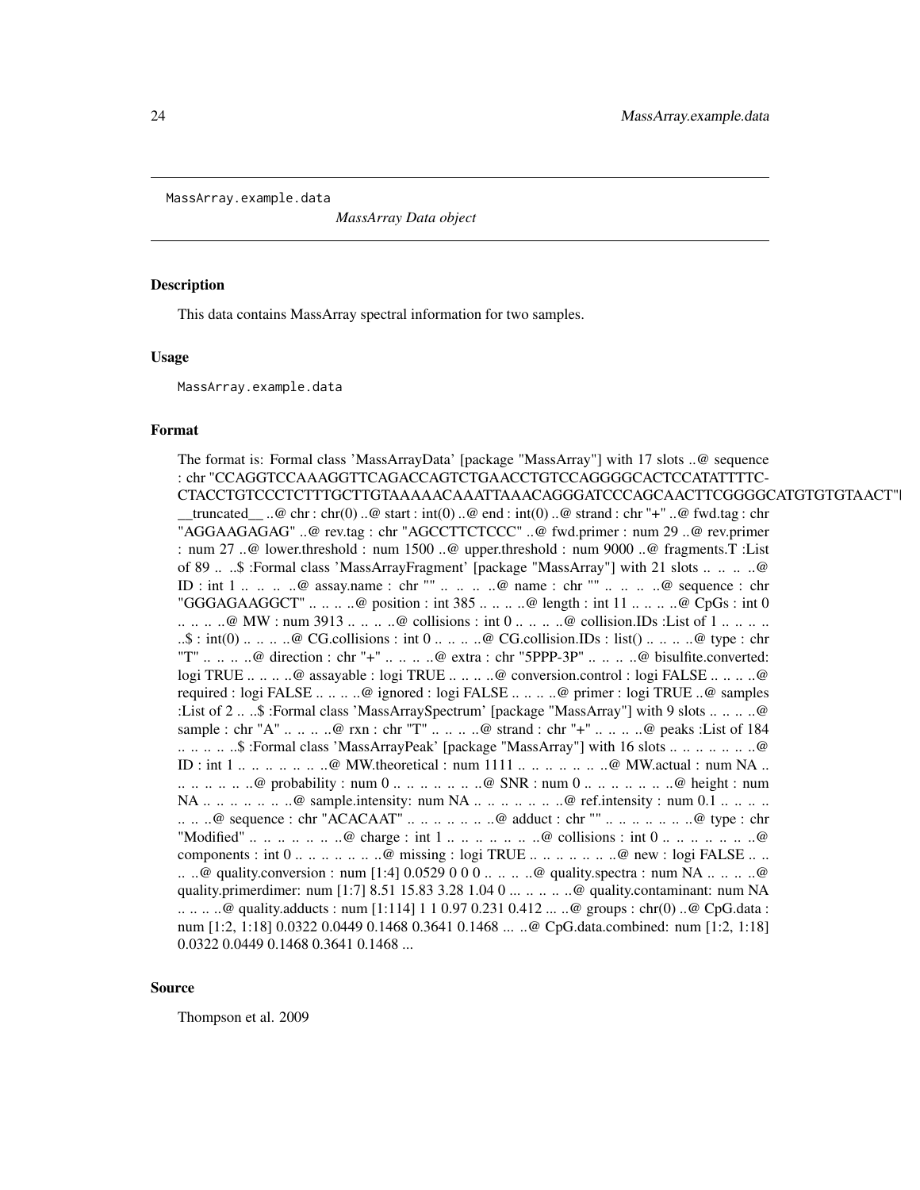MassArray.example.data

*MassArray Data object*

## Description

This data contains MassArray spectral information for two samples.

## Usage

```
MassArray.example.data
```

## Format

The format is: Formal class 'MassArrayData' [package "MassArray"] with 17 slots ..@ sequence : chr "CCAGGTCCAAAGGTTCAGACCAGTCTGAACCTGTCCAGGGGCACTCCATATTTTC-CTACCTGTCCCTCTTTGCTTGTAAAAACAAATTAAACAGGGATCCCAGCAACTTCGGGGCATGTGTGTAACT"| __truncated__ ..@ chr : chr(0) ..@ start : int(0) ..@ end : int(0) ..@ strand : chr "+" ..@ fwd.tag : chr "AGGAAGAGAG" ..@ rev.tag : chr "AGCCTTCTCCC" ..@ fwd.primer : num 29 ..@ rev.primer : num 27 ..@ lower.threshold : num 1500 ..@ upper.threshold : num 9000 ..@ fragments.T :List of 89 .. ..$ :Formal class 'MassArrayFragment' [package "MassArray"] with 21 slots .. .. .. ..@ ID : int 1 .. .. .. ..@ assay.name : chr "" .. .. .. ..@ name : chr "" .. .. .. ..@ sequence : chr "GGGAGAAGGCT" .. .. .. ..@ position : int 385 .. .. .. ..@ length : int 11 .. .. .. ..@ CpGs : int 0 .. .. .. ..@ MW : num 3913 .. .. .. ..@ collisions : int 0 .. .. .. ..@ collision.IDs :List of 1 .. .. .. ..$ : int(0) .. .. .. ..@ CG.collisions : int 0 .. .. .. ..@ CG.collision.IDs : list() .. .. .. ..@ type : chr "T" .. .. .. ..@ direction : chr "+" .. .. .. ..@ extra : chr "5PPP-3P" .. .. .. ..@ bisulfite.converted: logi TRUE .. .. .. ..@ assayable : logi TRUE .. .. .. ..@ conversion.control : logi FALSE .. .. .. ..@ required : logi FALSE .. .. .. ..@ ignored : logi FALSE .. .. .. ..@ primer : logi TRUE ..@ samples :List of 2 .. ..$ :Formal class 'MassArraySpectrum' [package "MassArray"] with 9 slots .. .. .. ..@ sample : chr "A" .. .. .. ..@ rxn : chr "T" .. .. .. ..@ strand : chr "+" .. .. .. ..@ peaks :List of 184 .. .. .. .. ..$ :Formal class 'MassArrayPeak' [package "MassArray"] with 16 slots .. .. .. .. .. .. ..@ ID : int 1 .. .. .. .. .. .. ..@ MW.theoretical : num 1111 .. .. .. .. .. .. ..@ MW.actual : num NA .. .. .. .. .. .. ..@ probability : num 0 .. .. .. .. .. .. ..@ SNR : num 0 .. .. .. .. .. .. ..@ height : num NA .. .. .. .. .. .. ..@ sample.intensity: num NA .. .. .. .. .. .. ..@ ref.intensity : num 0.1 .. .. .. .. .. ..@ sequence : chr "ACACAAT" .. .. .. .. .. .. ..@ adduct : chr "" .. .. .. .. .. .. ..@ type : chr "Modified" .. .. .. .. .. .. ..@ charge : int 1 .. .. .. .. .. .. ..@ collisions : int 0 .. .. .. .. .. .. ..@ components : int 0 .. .. .. .. .. .. ..@ missing : logi TRUE .. .. .. .. .. .. ..@ new : logi FALSE .. .. .. ..@ quality.conversion : num [1:4] 0.0529 0 0 0 .. .. .. ..@ quality.spectra : num NA .. .. .. ..@ quality.primerdimer: num [1:7] 8.51 15.83 3.28 1.04 0 ... .. .. .. ..@ quality.contaminant: num NA .. .. .. ..@ quality.adducts : num [1:114] 1 1 0.97 0.231 0.412 ... ..@ groups : chr(0) ..@ CpG.data : num [1:2, 1:18] 0.0322 0.0449 0.1468 0.3641 0.1468 ... ..@ CpG.data.combined: num [1:2, 1:18] 0.0322 0.0449 0.1468 0.3641 0.1468 ...

## Source

Thompson et al. 2009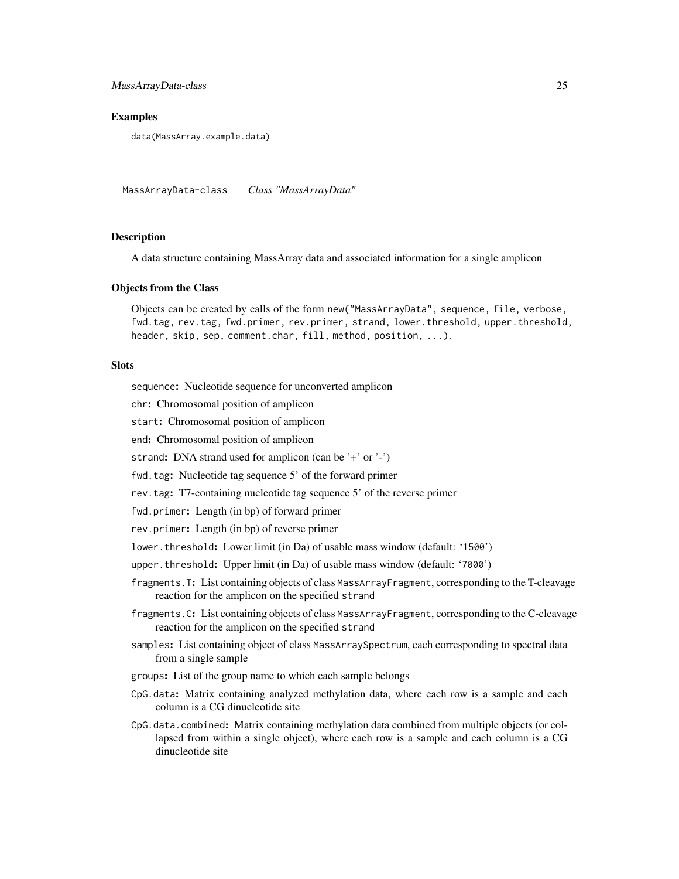### Examples

```
data(MassArray.example.data)
```

---

## MassArrayData-class    *Class "MassArrayData"*

---

### Description

A data structure containing MassArray data and associated information for a single amplicon

### Objects from the Class

Objects can be created by calls of the form `new("MassArrayData", sequence, file, verbose, fwd.tag, rev.tag, fwd.primer, rev.primer, strand, lower.threshold, upper.threshold, header, skip, sep, comment.char, fill, method, position, ...)`.

### Slots

`sequence`: Nucleotide sequence for unconverted amplicon

`chr`: Chromosomal position of amplicon

`start`: Chromosomal position of amplicon

`end`: Chromosomal position of amplicon

`strand`: DNA strand used for amplicon (can be '+' or '-')

`fwd.tag`: Nucleotide tag sequence 5' of the forward primer

`rev.tag`: T7-containing nucleotide tag sequence 5' of the reverse primer

`fwd.primer`: Length (in bp) of forward primer

`rev.primer`: Length (in bp) of reverse primer

`lower.threshold`: Lower limit (in Da) of usable mass window (default: '`1500`')

`upper.threshold`: Upper limit (in Da) of usable mass window (default: '`7000`')

`fragments.T`: List containing objects of class `MassArrayFragment`, corresponding to the T-cleavage reaction for the amplicon on the specified `strand`

`fragments.C`: List containing objects of class `MassArrayFragment`, corresponding to the C-cleavage reaction for the amplicon on the specified `strand`

`samples`: List containing object of class `MassArraySpectrum`, each corresponding to spectral data from a single sample

`groups`: List of the group name to which each sample belongs

`CpG.data`: Matrix containing analyzed methylation data, where each row is a sample and each column is a CG dinucleotide site

`CpG.data.combined`: Matrix containing methylation data combined from multiple objects (or collapsed from within a single object), where each row is a sample and each column is a CG dinucleotide site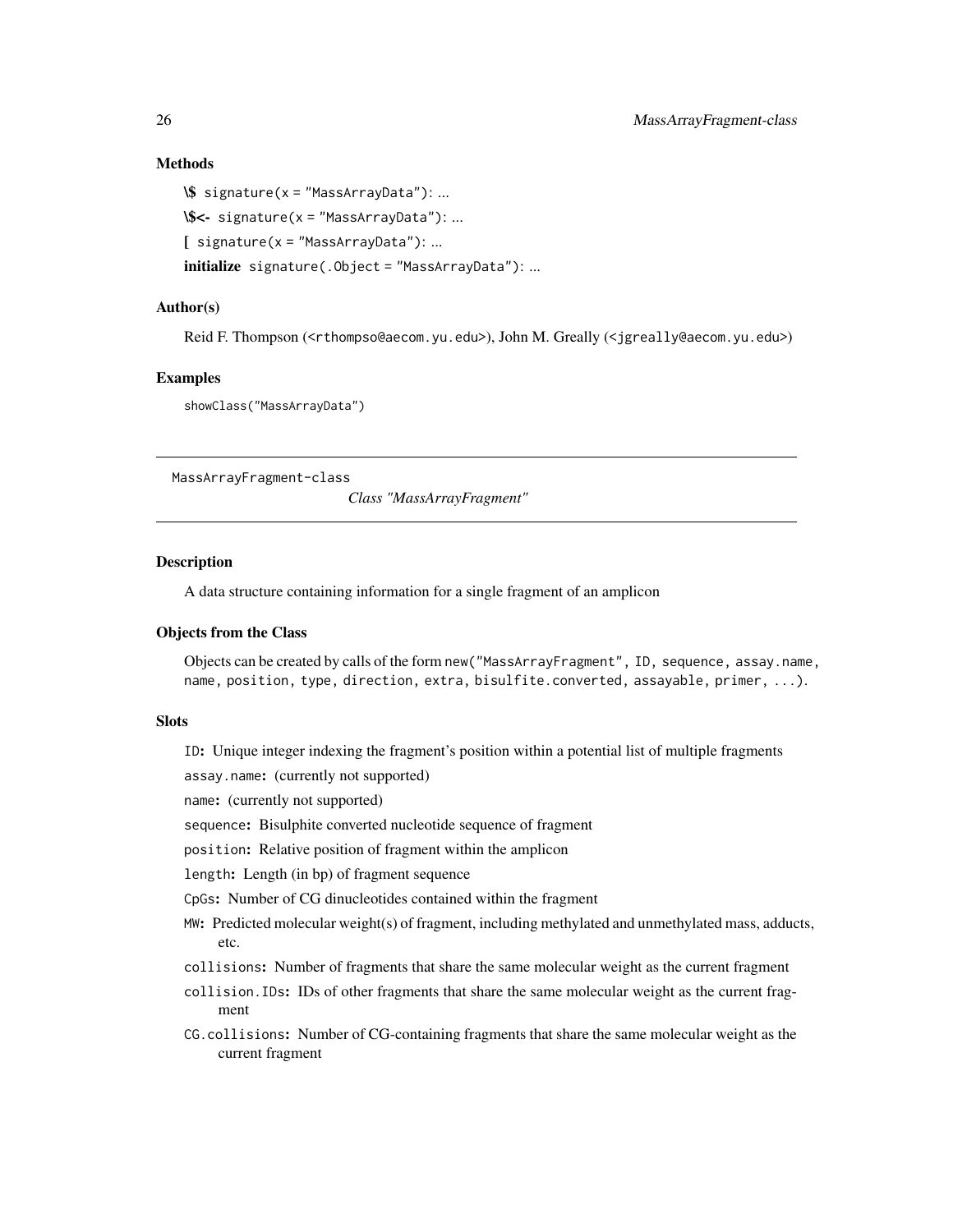### Methods

**\$** `signature(x = "MassArrayData")`: ...

**\$<-** `signature(x = "MassArrayData")`: ...

**[** `signature(x = "MassArrayData")`: ...

**initialize** `signature(.Object = "MassArrayData")`: ...

### Author(s)

Reid F. Thompson (<rthompso@aecom.yu.edu>), John M. Greally (<jgreally@aecom.yu.edu>)

### Examples

```
showClass("MassArrayData")
```

---

MassArrayFragment-class &nbsp;&nbsp;&nbsp;&nbsp; *Class "MassArrayFragment"*

---

### Description

A data structure containing information for a single fragment of an amplicon

### Objects from the Class

Objects can be created by calls of the form `new("MassArrayFragment", ID, sequence, assay.name, name, position, type, direction, extra, bisulfite.converted, assayable, primer, ...)`.

### Slots

`ID`**:** Unique integer indexing the fragment's position within a potential list of multiple fragments

`assay.name`**:** (currently not supported)

`name`**:** (currently not supported)

`sequence`**:** Bisulphite converted nucleotide sequence of fragment

`position`**:** Relative position of fragment within the amplicon

`length`**:** Length (in bp) of fragment sequence

`CpGs`**:** Number of CG dinucleotides contained within the fragment

`MW`**:** Predicted molecular weight(s) of fragment, including methylated and unmethylated mass, adducts, etc.

`collisions`**:** Number of fragments that share the same molecular weight as the current fragment

`collision.IDs`**:** IDs of other fragments that share the same molecular weight as the current fragment

`CG.collisions`**:** Number of CG-containing fragments that share the same molecular weight as the current fragment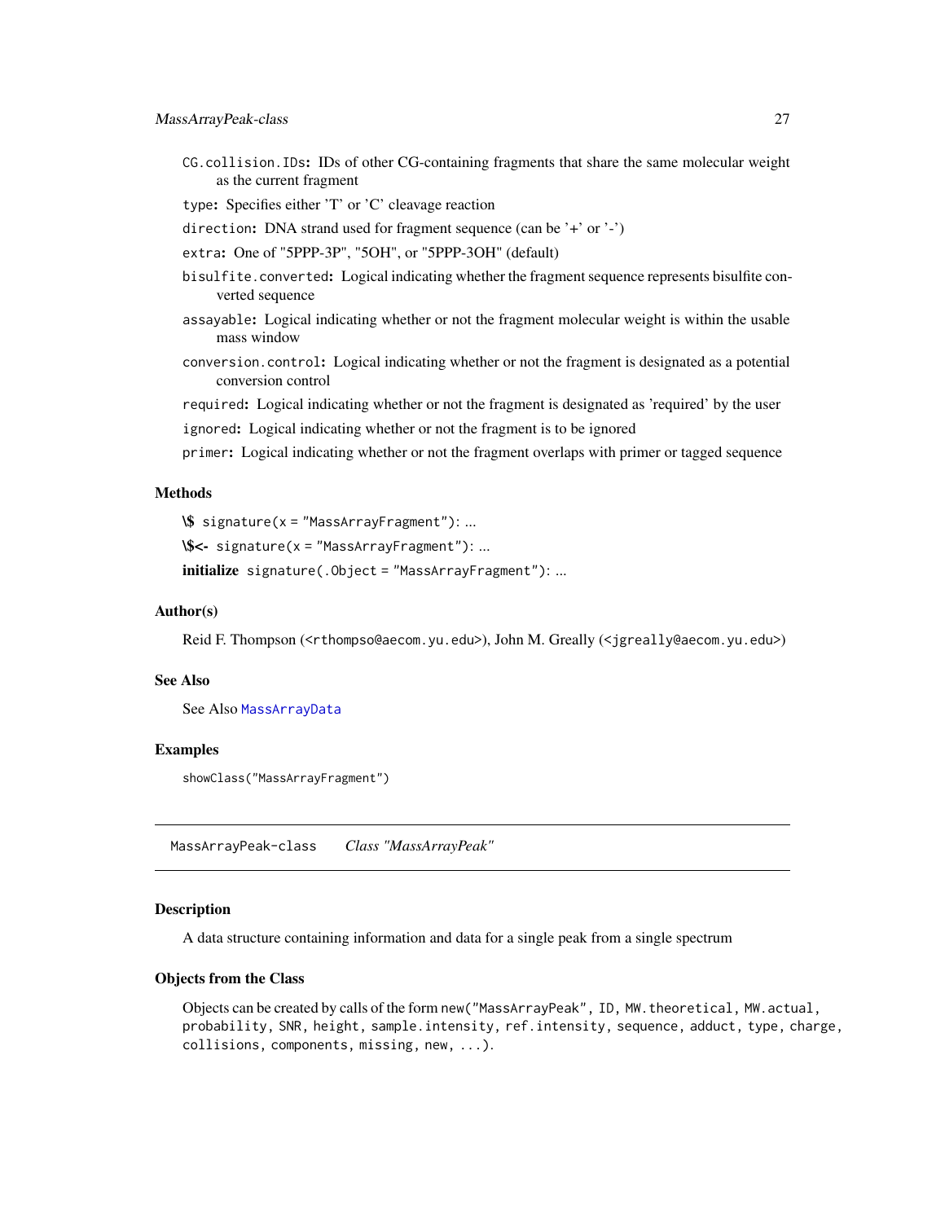`CG.collision.IDs`**:** IDs of other CG-containing fragments that share the same molecular weight as the current fragment

`type`**:** Specifies either 'T' or 'C' cleavage reaction

`direction`**:** DNA strand used for fragment sequence (can be '+' or '-')

`extra`**:** One of "5PPP-3P", "5OH", or "5PPP-3OH" (default)

`bisulfite.converted`**:** Logical indicating whether the fragment sequence represents bisulfite converted sequence

`assayable`**:** Logical indicating whether or not the fragment molecular weight is within the usable mass window

`conversion.control`**:** Logical indicating whether or not the fragment is designated as a potential conversion control

`required`**:** Logical indicating whether or not the fragment is designated as 'required' by the user

`ignored`**:** Logical indicating whether or not the fragment is to be ignored

`primer`**:** Logical indicating whether or not the fragment overlaps with primer or tagged sequence

### Methods

**\$** `signature(x = "MassArrayFragment")`: ...

**\$<-** `signature(x = "MassArrayFragment")`: ...

**initialize** `signature(.Object = "MassArrayFragment")`: ...

### Author(s)

Reid F. Thompson (<rthompso@aecom.yu.edu>), John M. Greally (<jgreally@aecom.yu.edu>)

### See Also

See Also `MassArrayData`

### Examples

```
showClass("MassArrayFragment")
```

---

## MassArrayPeak-class    *Class "MassArrayPeak"*

---

### Description

A data structure containing information and data for a single peak from a single spectrum

### Objects from the Class

Objects can be created by calls of the form `new("MassArrayPeak", ID, MW.theoretical, MW.actual, probability, SNR, height, sample.intensity, ref.intensity, sequence, adduct, type, charge, collisions, components, missing, new, ...)`.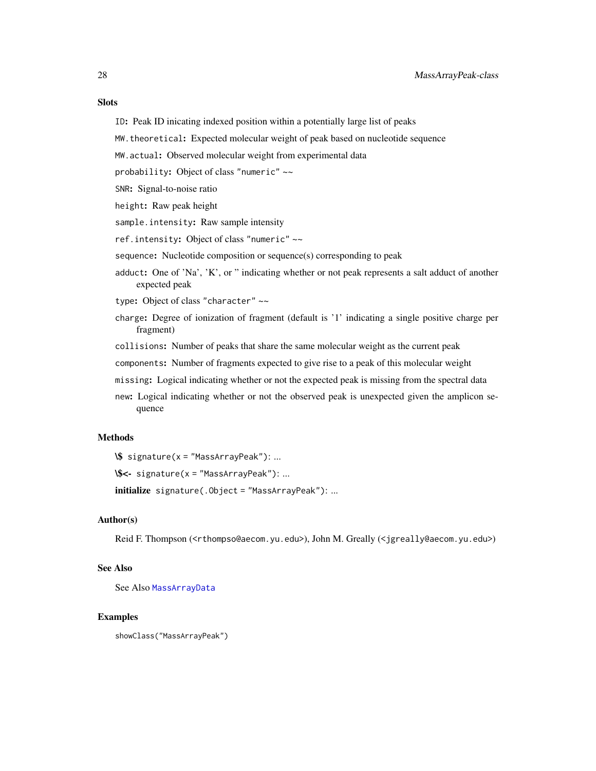## Slots

- `ID`: Peak ID inicating indexed position within a potentially large list of peaks
- `MW.theoretical`: Expected molecular weight of peak based on nucleotide sequence
- `MW.actual`: Observed molecular weight from experimental data
- `probability`: Object of class `"numeric"` ~~
- `SNR`: Signal-to-noise ratio
- `height`: Raw peak height
- `sample.intensity`: Raw sample intensity
- `ref.intensity`: Object of class `"numeric"` ~~
- `sequence`: Nucleotide composition or sequence(s) corresponding to peak
- `adduct`: One of 'Na', 'K', or '' indicating whether or not peak represents a salt adduct of another expected peak
- `type`: Object of class `"character"` ~~
- `charge`: Degree of ionization of fragment (default is '1' indicating a single positive charge per fragment)
- `collisions`: Number of peaks that share the same molecular weight as the current peak
- `components`: Number of fragments expected to give rise to a peak of this molecular weight
- `missing`: Logical indicating whether or not the expected peak is missing from the spectral data
- `new`: Logical indicating whether or not the observed peak is unexpected given the amplicon sequence

## Methods

- **\$** `signature(x = "MassArrayPeak")`: ...
- **\$<-** `signature(x = "MassArrayPeak")`: ...
- **initialize** `signature(.Object = "MassArrayPeak")`: ...

## Author(s)

Reid F. Thompson (`<rthompso@aecom.yu.edu>`), John M. Greally (`<jgreally@aecom.yu.edu>`)

## See Also

See Also `MassArrayData`

## Examples

```
showClass("MassArrayPeak")
```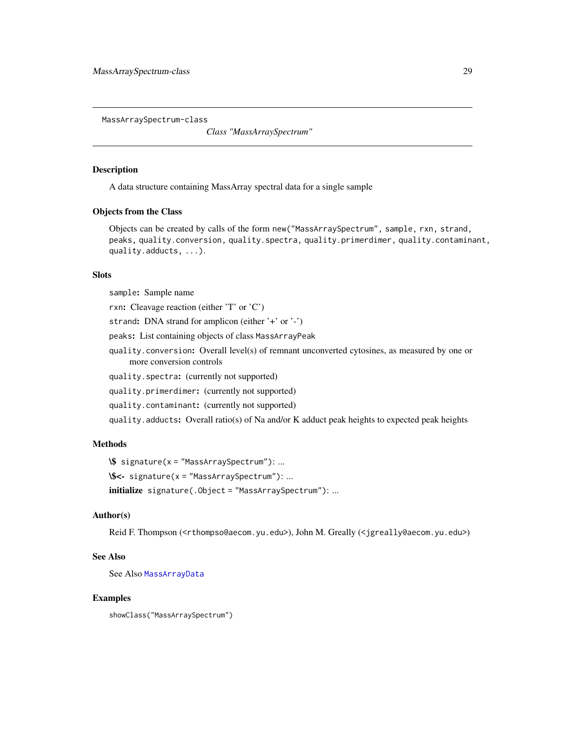MassArraySpectrum-class

*Class "MassArraySpectrum"*

## Description

A data structure containing MassArray spectral data for a single sample

## Objects from the Class

Objects can be created by calls of the form `new("MassArraySpectrum", sample, rxn, strand, peaks, quality.conversion, quality.spectra, quality.primerdimer, quality.contaminant, quality.adducts, ...)`.

## Slots

`sample`**:** Sample name

`rxn`**:** Cleavage reaction (either 'T' or 'C')

`strand`**:** DNA strand for amplicon (either '+' or '-')

`peaks`**:** List containing objects of class `MassArrayPeak`

`quality.conversion`**:** Overall level(s) of remnant unconverted cytosines, as measured by one or more conversion controls

`quality.spectra`**:** (currently not supported)

`quality.primerdimer`**:** (currently not supported)

`quality.contaminant`**:** (currently not supported)

`quality.adducts`**:** Overall ratio(s) of Na and/or K adduct peak heights to expected peak heights

## Methods

**\$** `signature(x = "MassArraySpectrum")`: ...

**\$<-** `signature(x = "MassArraySpectrum")`: ...

**initialize** `signature(.Object = "MassArraySpectrum")`: ...

## Author(s)

Reid F. Thompson (<rthompso@aecom.yu.edu>), John M. Greally (<jgreally@aecom.yu.edu>)

## See Also

See Also `MassArrayData`

## Examples

```
showClass("MassArraySpectrum")
```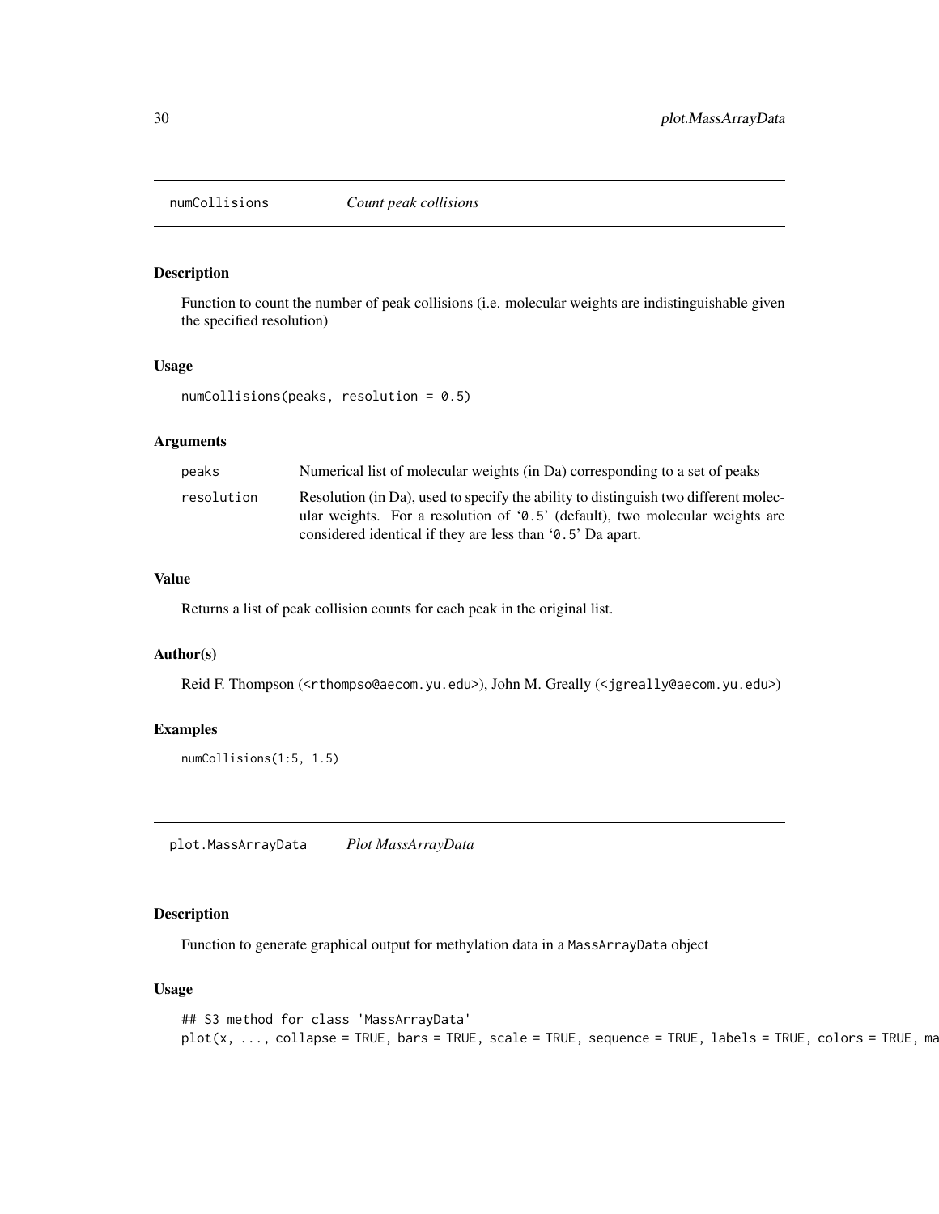## numCollisions *Count peak collisions*

### Description

Function to count the number of peak collisions (i.e. molecular weights are indistinguishable given the specified resolution)

### Usage

```
numCollisions(peaks, resolution = 0.5)
```

### Arguments

| | |
|---|---|
| `peaks` | Numerical list of molecular weights (in Da) corresponding to a set of peaks |
| `resolution` | Resolution (in Da), used to specify the ability to distinguish two different molecular weights. For a resolution of '0.5' (default), two molecular weights are considered identical if they are less than '0.5' Da apart. |

### Value

Returns a list of peak collision counts for each peak in the original list.

### Author(s)

Reid F. Thompson (<rthompso@aecom.yu.edu>), John M. Greally (<jgreally@aecom.yu.edu>)

### Examples

```
numCollisions(1:5, 1.5)
```

## plot.MassArrayData *Plot MassArrayData*

### Description

Function to generate graphical output for methylation data in a MassArrayData object

### Usage

```
## S3 method for class 'MassArrayData'
plot(x, ..., collapse = TRUE, bars = TRUE, scale = TRUE, sequence = TRUE, labels = TRUE, colors = TRUE, ma
```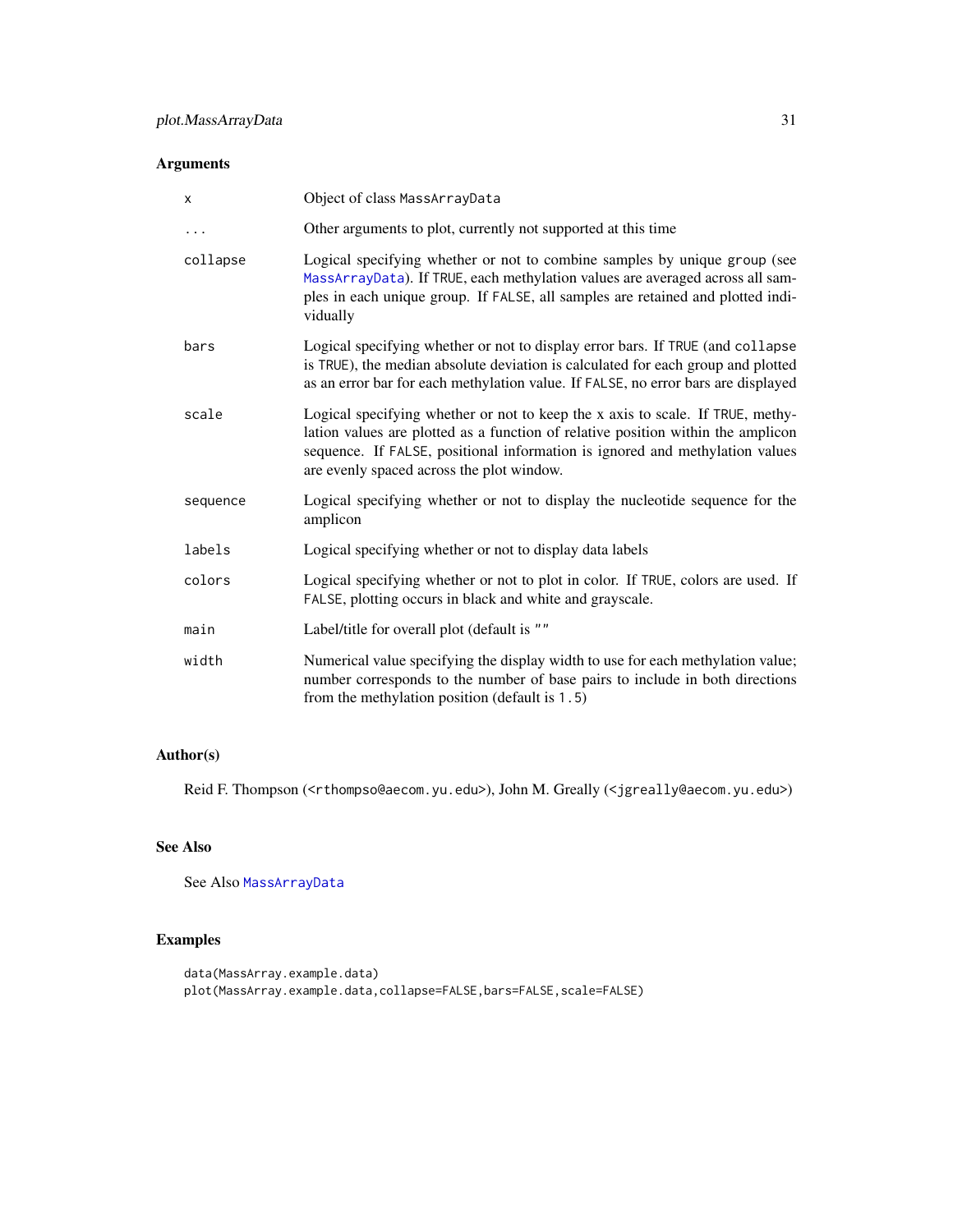### Arguments

| | |
|---|---|
| `x` | Object of class `MassArrayData` |
| `...` | Other arguments to plot, currently not supported at this time |
| `collapse` | Logical specifying whether or not to combine samples by unique `group` (see `MassArrayData`). If `TRUE`, each methylation values are averaged across all samples in each unique group. If `FALSE`, all samples are retained and plotted individually |
| `bars` | Logical specifying whether or not to display error bars. If `TRUE` (and `collapse` is `TRUE`), the median absolute deviation is calculated for each group and plotted as an error bar for each methylation value. If `FALSE`, no error bars are displayed |
| `scale` | Logical specifying whether or not to keep the x axis to scale. If `TRUE`, methylation values are plotted as a function of relative position within the amplicon sequence. If `FALSE`, positional information is ignored and methylation values are evenly spaced across the plot window. |
| `sequence` | Logical specifying whether or not to display the nucleotide sequence for the amplicon |
| `labels` | Logical specifying whether or not to display data labels |
| `colors` | Logical specifying whether or not to plot in color. If `TRUE`, colors are used. If `FALSE`, plotting occurs in black and white and grayscale. |
| `main` | Label/title for overall plot (default is `""` |
| `width` | Numerical value specifying the display width to use for each methylation value; number corresponds to the number of base pairs to include in both directions from the methylation position (default is `1.5`) |

### Author(s)

Reid F. Thompson (<rthompso@aecom.yu.edu>), John M. Greally (<jgreally@aecom.yu.edu>)

### See Also

See Also `MassArrayData`

### Examples

```
data(MassArray.example.data)
plot(MassArray.example.data,collapse=FALSE,bars=FALSE,scale=FALSE)
```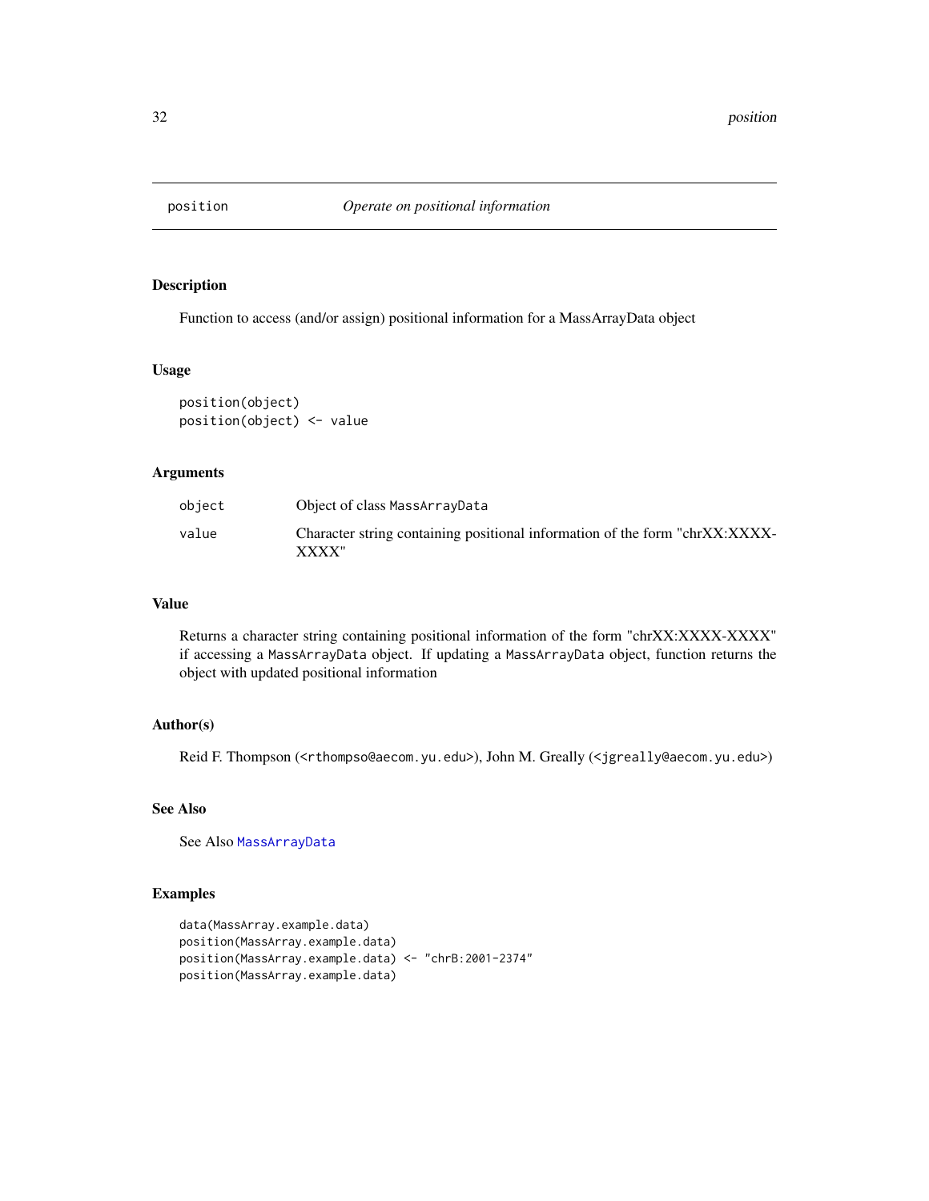## position — *Operate on positional information*

### Description

Function to access (and/or assign) positional information for a MassArrayData object

### Usage

```
position(object)
position(object) <- value
```

### Arguments

| | |
|---|---|
| object | Object of class MassArrayData |
| value | Character string containing positional information of the form "chrXX:XXXX-XXXX" |

### Value

Returns a character string containing positional information of the form "chrXX:XXXX-XXXX" if accessing a MassArrayData object. If updating a MassArrayData object, function returns the object with updated positional information

### Author(s)

Reid F. Thompson (<rthompso@aecom.yu.edu>), John M. Greally (<jgreally@aecom.yu.edu>)

### See Also

See Also MassArrayData

### Examples

```
data(MassArray.example.data)
position(MassArray.example.data)
position(MassArray.example.data) <- "chrB:2001-2374"
position(MassArray.example.data)
```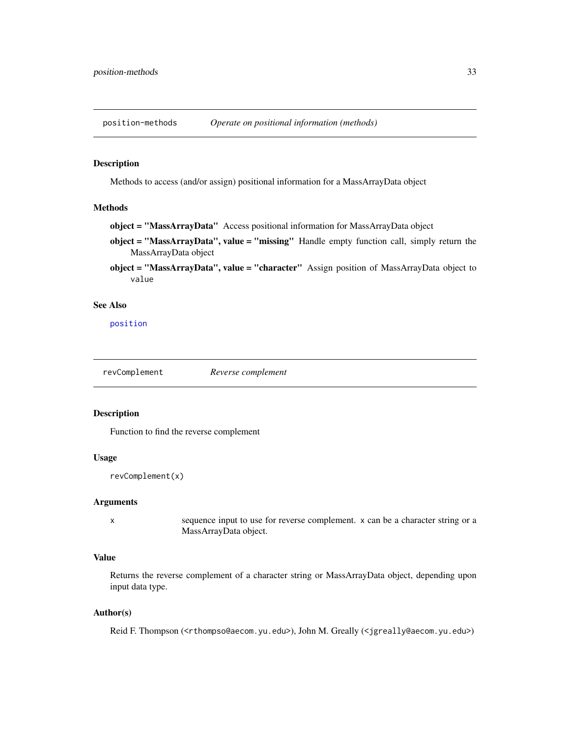## position-methods *Operate on positional information (methods)*

### Description

Methods to access (and/or assign) positional information for a MassArrayData object

### Methods

**object = "MassArrayData"** Access positional information for MassArrayData object

**object = "MassArrayData", value = "missing"** Handle empty function call, simply return the MassArrayData object

**object = "MassArrayData", value = "character"** Assign position of MassArrayData object to `value`

### See Also

`position`

## revComplement *Reverse complement*

### Description

Function to find the reverse complement

### Usage

```
revComplement(x)
```

### Arguments

| | |
|---|---|
| x | sequence input to use for reverse complement. `x` can be a character string or a MassArrayData object. |

### Value

Returns the reverse complement of a character string or MassArrayData object, depending upon input data type.

### Author(s)

Reid F. Thompson (<rthompso@aecom.yu.edu>), John M. Greally (<jgreally@aecom.yu.edu>)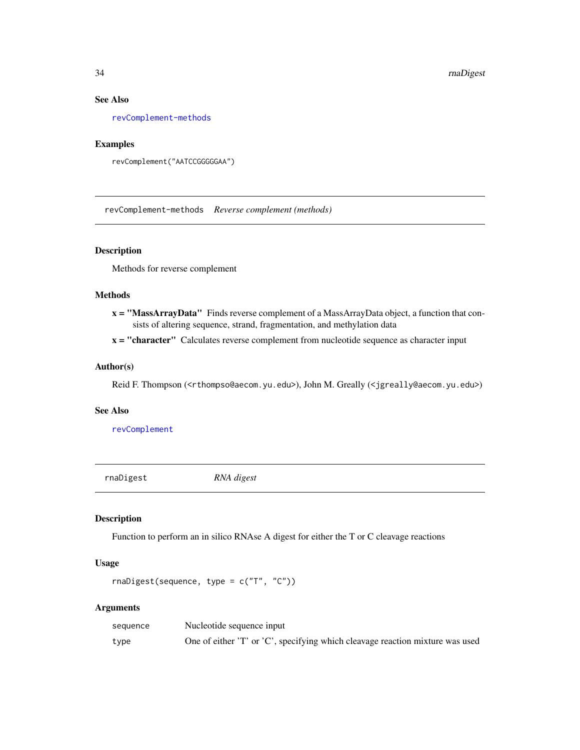## See Also

revComplement-methods

## Examples

```
revComplement("AATCCGGGGGAA")
```

---

# revComplement-methods *Reverse complement (methods)*

---

## Description

Methods for reverse complement

## Methods

**x = "MassArrayData"** Finds reverse complement of a MassArrayData object, a function that consists of altering sequence, strand, fragmentation, and methylation data

**x = "character"** Calculates reverse complement from nucleotide sequence as character input

## Author(s)

Reid F. Thompson (<rthompso@aecom.yu.edu>), John M. Greally (<jgreally@aecom.yu.edu>)

## See Also

revComplement

---

# rnaDigest *RNA digest*

---

## Description

Function to perform an in silico RNAse A digest for either the T or C cleavage reactions

## Usage

```
rnaDigest(sequence, type = c("T", "C"))
```

## Arguments

| | |
|---|---|
| sequence | Nucleotide sequence input |
| type | One of either 'T' or 'C', specifying which cleavage reaction mixture was used |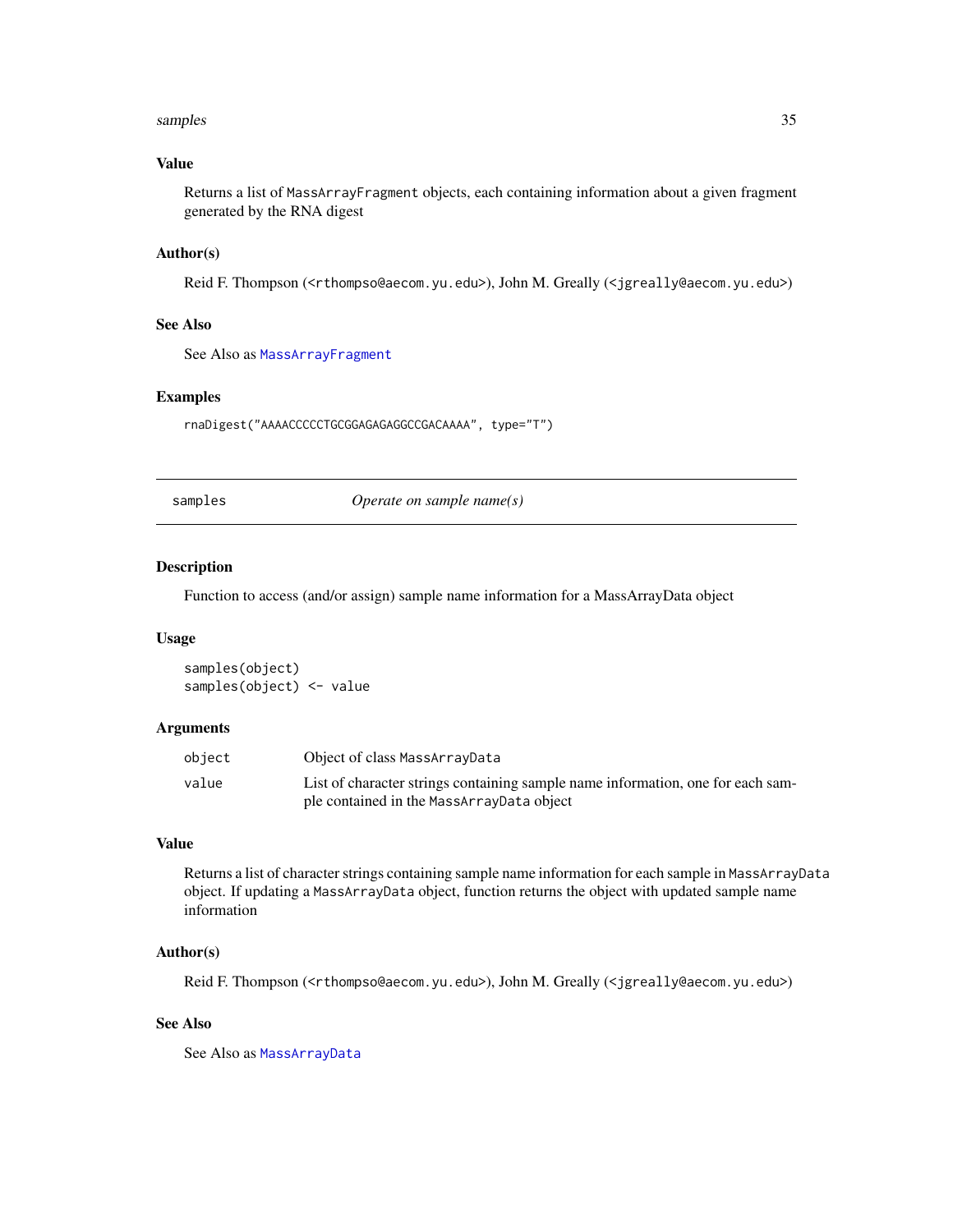### Value

Returns a list of `MassArrayFragment` objects, each containing information about a given fragment generated by the RNA digest

### Author(s)

Reid F. Thompson (<rthompso@aecom.yu.edu>), John M. Greally (<jgreally@aecom.yu.edu>)

### See Also

See Also as `MassArrayFragment`

### Examples

```
rnaDigest("AAAACCCCCTGCGGAGAGAGGCCGACAAAA", type="T")
```

---

## samples *Operate on sample name(s)*

---

### Description

Function to access (and/or assign) sample name information for a MassArrayData object

### Usage

```
samples(object)
samples(object) <- value
```

### Arguments

| | |
|---|---|
| `object` | Object of class `MassArrayData` |
| `value` | List of character strings containing sample name information, one for each sample contained in the `MassArrayData` object |

### Value

Returns a list of character strings containing sample name information for each sample in `MassArrayData` object. If updating a `MassArrayData` object, function returns the object with updated sample name information

### Author(s)

Reid F. Thompson (<rthompso@aecom.yu.edu>), John M. Greally (<jgreally@aecom.yu.edu>)

### See Also

See Also as `MassArrayData`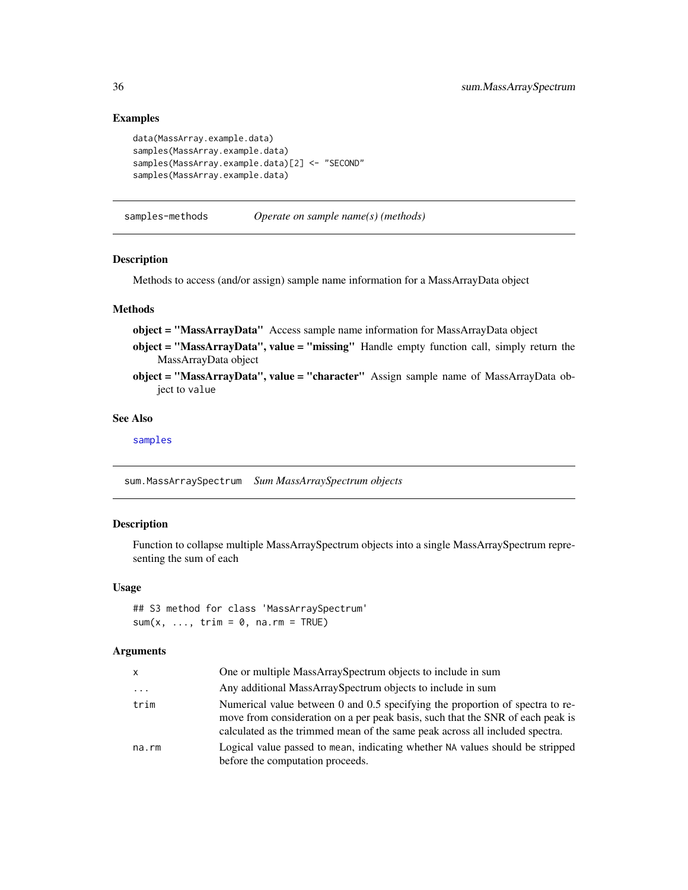## Examples

```
data(MassArray.example.data)
samples(MassArray.example.data)
samples(MassArray.example.data)[2] <- "SECOND"
samples(MassArray.example.data)
```

---

## samples-methods *Operate on sample name(s) (methods)*

### Description

Methods to access (and/or assign) sample name information for a MassArrayData object

### Methods

**object = "MassArrayData"** Access sample name information for MassArrayData object

**object = "MassArrayData", value = "missing"** Handle empty function call, simply return the MassArrayData object

**object = "MassArrayData", value = "character"** Assign sample name of MassArrayData object to `value`

### See Also

samples

---

## sum.MassArraySpectrum *Sum MassArraySpectrum objects*

### Description

Function to collapse multiple MassArraySpectrum objects into a single MassArraySpectrum representing the sum of each

### Usage

```
## S3 method for class 'MassArraySpectrum'
sum(x, ..., trim = 0, na.rm = TRUE)
```

### Arguments

| | |
|---|---|
| `x` | One or multiple MassArraySpectrum objects to include in sum |
| `...` | Any additional MassArraySpectrum objects to include in sum |
| `trim` | Numerical value between 0 and 0.5 specifying the proportion of spectra to remove from consideration on a per peak basis, such that the SNR of each peak is calculated as the trimmed mean of the same peak across all included spectra. |
| `na.rm` | Logical value passed to `mean`, indicating whether `NA` values should be stripped before the computation proceeds. |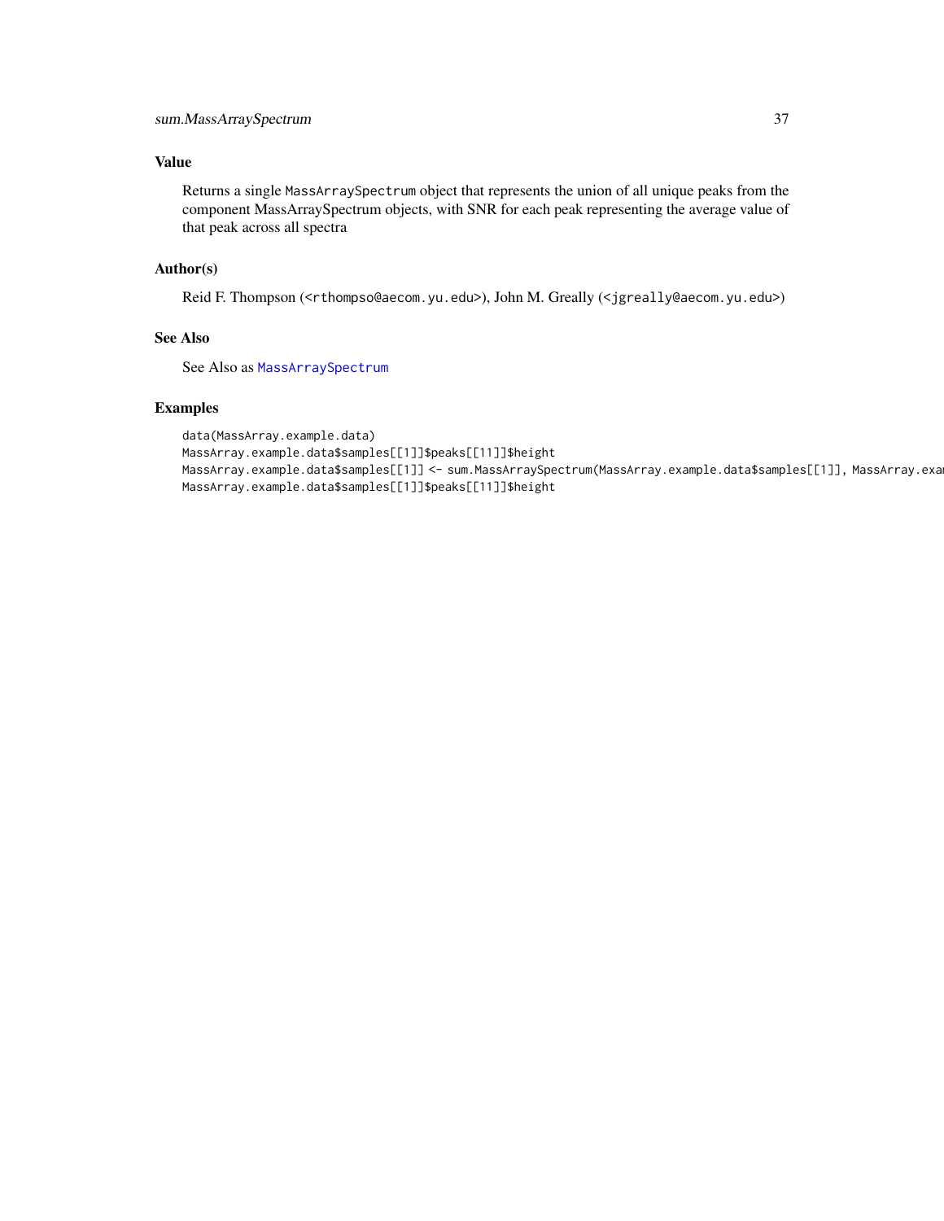## Value

Returns a single MassArraySpectrum object that represents the union of all unique peaks from the component MassArraySpectrum objects, with SNR for each peak representing the average value of that peak across all spectra

## Author(s)

Reid F. Thompson (<rthompso@aecom.yu.edu>), John M. Greally (<jgreally@aecom.yu.edu>)

## See Also

See Also as MassArraySpectrum

## Examples

```
data(MassArray.example.data)
MassArray.example.data$samples[[1]]$peaks[[11]]$height
MassArray.example.data$samples[[1]] <- sum.MassArraySpectrum(MassArray.example.data$samples[[1]], MassArray.exam
MassArray.example.data$samples[[1]]$peaks[[11]]$height
```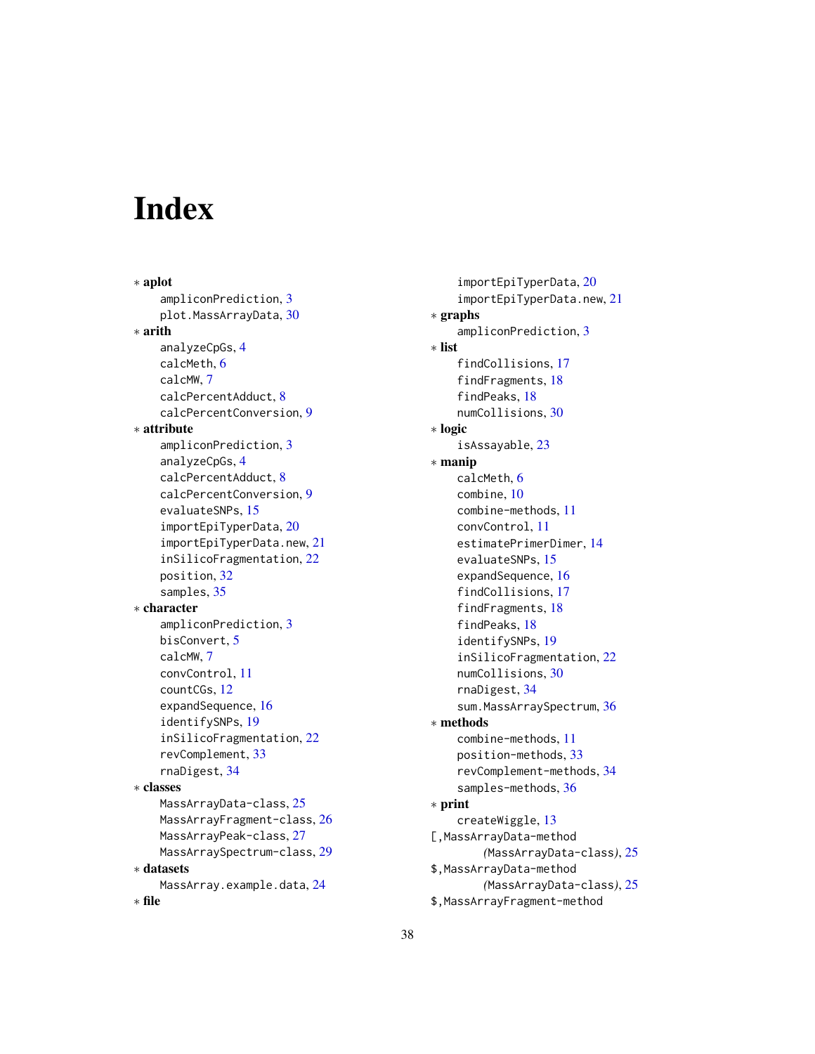# Index

* **aplot**
  - ampliconPrediction, 3
  - plot.MassArrayData, 30
* **arith**
  - analyzeCpGs, 4
  - calcMeth, 6
  - calcMW, 7
  - calcPercentAdduct, 8
  - calcPercentConversion, 9
* **attribute**
  - ampliconPrediction, 3
  - analyzeCpGs, 4
  - calcPercentAdduct, 8
  - calcPercentConversion, 9
  - evaluateSNPs, 15
  - importEpiTyperData, 20
  - importEpiTyperData.new, 21
  - inSilicoFragmentation, 22
  - position, 32
  - samples, 35
* **character**
  - ampliconPrediction, 3
  - bisConvert, 5
  - calcMW, 7
  - convControl, 11
  - countCGs, 12
  - expandSequence, 16
  - identifySNPs, 19
  - inSilicoFragmentation, 22
  - revComplement, 33
  - rnaDigest, 34
* **classes**
  - MassArrayData-class, 25
  - MassArrayFragment-class, 26
  - MassArrayPeak-class, 27
  - MassArraySpectrum-class, 29
* **datasets**
  - MassArray.example.data, 24
* **file**
  - importEpiTyperData, 20
  - importEpiTyperData.new, 21
* **graphs**
  - ampliconPrediction, 3
* **list**
  - findCollisions, 17
  - findFragments, 18
  - findPeaks, 18
  - numCollisions, 30
* **logic**
  - isAssayable, 23
* **manip**
  - calcMeth, 6
  - combine, 10
  - combine-methods, 11
  - convControl, 11
  - estimatePrimerDimer, 14
  - evaluateSNPs, 15
  - expandSequence, 16
  - findCollisions, 17
  - findFragments, 18
  - findPeaks, 18
  - identifySNPs, 19
  - inSilicoFragmentation, 22
  - numCollisions, 30
  - rnaDigest, 34
  - sum.MassArraySpectrum, 36
* **methods**
  - combine-methods, 11
  - position-methods, 33
  - revComplement-methods, 34
  - samples-methods, 36
* **print**
  - createWiggle, 13

[,MassArrayData-method *(MassArrayData-class)*, 25

$,MassArrayData-method *(MassArrayData-class)*, 25

$,MassArrayFragment-method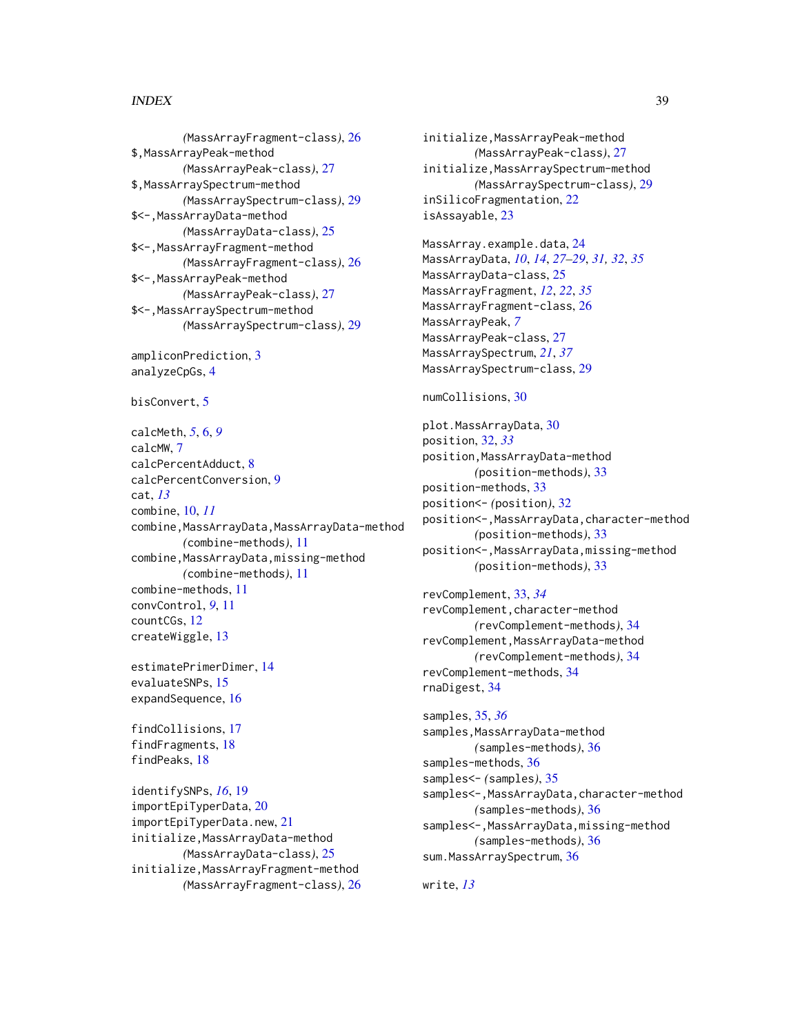(MassArrayFragment-class), 26
$,MassArrayPeak-method
(MassArrayPeak-class), 27
$,MassArraySpectrum-method
(MassArraySpectrum-class), 29
$<-,MassArrayData-method
(MassArrayData-class), 25
$<-,MassArrayFragment-method
(MassArrayFragment-class), 26
$<-,MassArrayPeak-method
(MassArrayPeak-class), 27
$<-,MassArraySpectrum-method
(MassArraySpectrum-class), 29

ampliconPrediction, 3
analyzeCpGs, 4

bisConvert, 5

calcMeth, 5, 6, *9*
calcMW, 7
calcPercentAdduct, 8
calcPercentConversion, 9
cat, *13*
combine, 10, *11*
combine,MassArrayData,MassArrayData-method
(combine-methods), 11
combine,MassArrayData,missing-method
(combine-methods), 11
combine-methods, 11
convControl, *9*, 11
countCGs, 12
createWiggle, 13

estimatePrimerDimer, 14
evaluateSNPs, 15
expandSequence, 16

findCollisions, 17
findFragments, 18
findPeaks, 18

identifySNPs, *16*, 19
importEpiTyperData, 20
importEpiTyperData.new, 21
initialize,MassArrayData-method
(MassArrayData-class), 25
initialize,MassArrayFragment-method
(MassArrayFragment-class), 26
initialize,MassArrayPeak-method
(MassArrayPeak-class), 27
initialize,MassArraySpectrum-method
(MassArraySpectrum-class), 29
inSilicoFragmentation, 22
isAssayable, 23

MassArray.example.data, 24
MassArrayData, *10*, *14*, *27–29*, *31*, *32*, *35*
MassArrayData-class, 25
MassArrayFragment, *12*, *22*, *35*
MassArrayFragment-class, 26
MassArrayPeak, *7*
MassArrayPeak-class, 27
MassArraySpectrum, *21*, *37*
MassArraySpectrum-class, 29

numCollisions, 30

plot.MassArrayData, 30
position, 32, *33*
position,MassArrayData-method
(position-methods), 33
position-methods, 33
position<- (position), 32
position<-,MassArrayData,character-method
(position-methods), 33
position<-,MassArrayData,missing-method
(position-methods), 33

revComplement, 33, *34*
revComplement,character-method
(revComplement-methods), 34
revComplement,MassArrayData-method
(revComplement-methods), 34
revComplement-methods, 34
rnaDigest, 34

samples, 35, *36*
samples,MassArrayData-method
(samples-methods), 36
samples-methods, 36
samples<- (samples), 35
samples<-,MassArrayData,character-method
(samples-methods), 36
samples<-,MassArrayData,missing-method
(samples-methods), 36
sum.MassArraySpectrum, 36

write, *13*